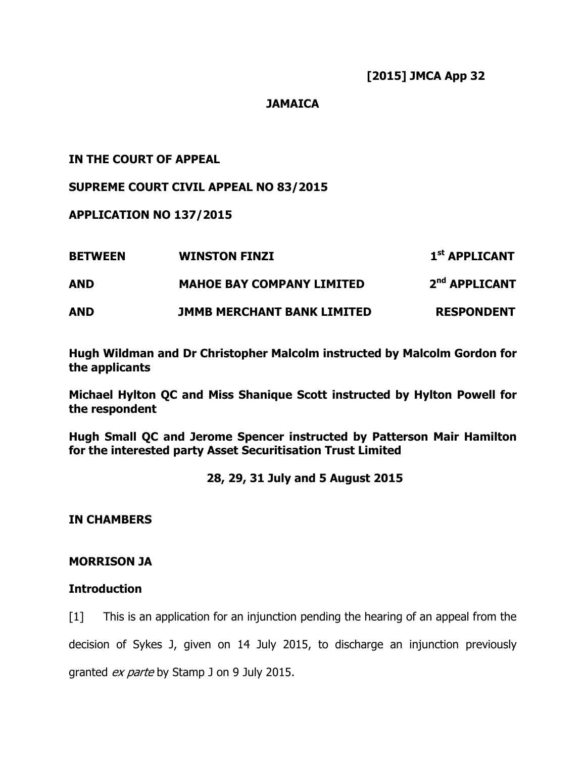**[2015] JMCA App 32**

**JAMAICA**

**IN THE COURT OF APPEAL**

**SUPREME COURT CIVIL APPEAL NO 83/2015**

**APPLICATION NO 137/2015**

| | | |
|---|---|---|
| **BETWEEN** | **WINSTON FINZI** | **1st APPLICANT** |
| **AND** | **MAHOE BAY COMPANY LIMITED** | **2nd APPLICANT** |
| **AND** | **JMMB MERCHANT BANK LIMITED** | **RESPONDENT** |

**Hugh Wildman and Dr Christopher Malcolm instructed by Malcolm Gordon for the applicants**

**Michael Hylton QC and Miss Shanique Scott instructed by Hylton Powell for the respondent**

**Hugh Small QC and Jerome Spencer instructed by Patterson Mair Hamilton for the interested party Asset Securitisation Trust Limited**

**28, 29, 31 July and 5 August 2015**

**IN CHAMBERS**

**MORRISON JA**

## Introduction

[1] This is an application for an injunction pending the hearing of an appeal from the decision of Sykes J, given on 14 July 2015, to discharge an injunction previously granted *ex parte* by Stamp J on 9 July 2015.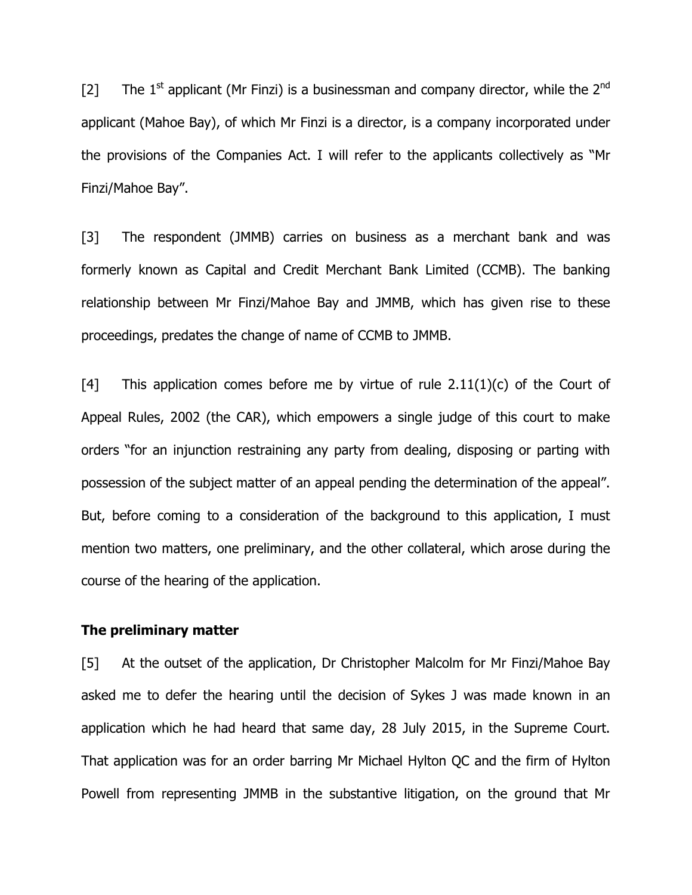[2] The 1st applicant (Mr Finzi) is a businessman and company director, while the 2nd applicant (Mahoe Bay), of which Mr Finzi is a director, is a company incorporated under the provisions of the Companies Act. I will refer to the applicants collectively as "Mr Finzi/Mahoe Bay".

[3] The respondent (JMMB) carries on business as a merchant bank and was formerly known as Capital and Credit Merchant Bank Limited (CCMB). The banking relationship between Mr Finzi/Mahoe Bay and JMMB, which has given rise to these proceedings, predates the change of name of CCMB to JMMB.

[4] This application comes before me by virtue of rule 2.11(1)(c) of the Court of Appeal Rules, 2002 (the CAR), which empowers a single judge of this court to make orders "for an injunction restraining any party from dealing, disposing or parting with possession of the subject matter of an appeal pending the determination of the appeal". But, before coming to a consideration of the background to this application, I must mention two matters, one preliminary, and the other collateral, which arose during the course of the hearing of the application.

**The preliminary matter**

[5] At the outset of the application, Dr Christopher Malcolm for Mr Finzi/Mahoe Bay asked me to defer the hearing until the decision of Sykes J was made known in an application which he had heard that same day, 28 July 2015, in the Supreme Court. That application was for an order barring Mr Michael Hylton QC and the firm of Hylton Powell from representing JMMB in the substantive litigation, on the ground that Mr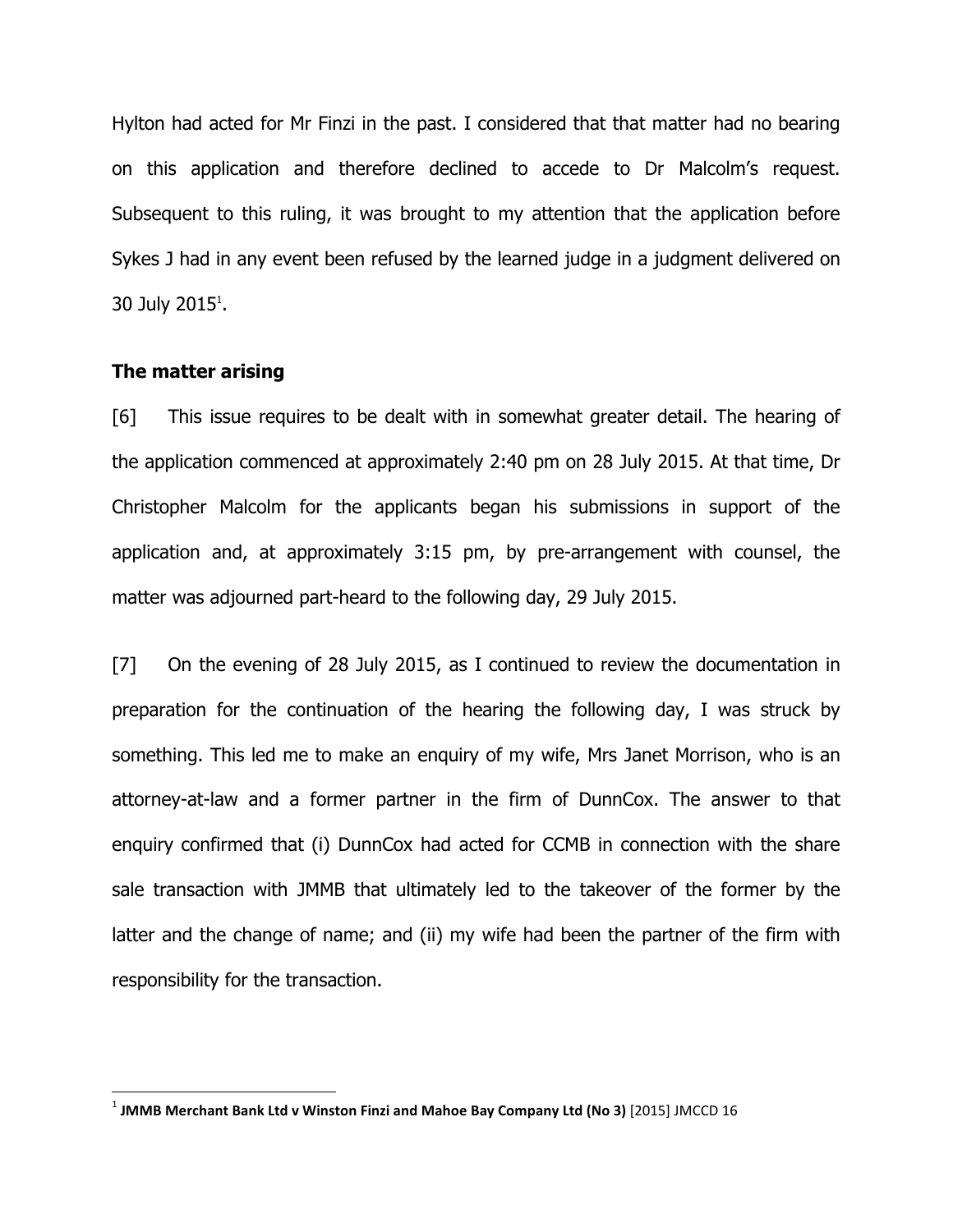Hylton had acted for Mr Finzi in the past. I considered that that matter had no bearing on this application and therefore declined to accede to Dr Malcolm's request. Subsequent to this ruling, it was brought to my attention that the application before Sykes J had in any event been refused by the learned judge in a judgment delivered on 30 July 2015[1].

### The matter arising

[6] This issue requires to be dealt with in somewhat greater detail. The hearing of the application commenced at approximately 2:40 pm on 28 July 2015. At that time, Dr Christopher Malcolm for the applicants began his submissions in support of the application and, at approximately 3:15 pm, by pre-arrangement with counsel, the matter was adjourned part-heard to the following day, 29 July 2015.

[7] On the evening of 28 July 2015, as I continued to review the documentation in preparation for the continuation of the hearing the following day, I was struck by something. This led me to make an enquiry of my wife, Mrs Janet Morrison, who is an attorney-at-law and a former partner in the firm of DunnCox. The answer to that enquiry confirmed that (i) DunnCox had acted for CCMB in connection with the share sale transaction with JMMB that ultimately led to the takeover of the former by the latter and the change of name; and (ii) my wife had been the partner of the firm with responsibility for the transaction.

---

[1] **JMMB Merchant Bank Ltd v Winston Finzi and Mahoe Bay Company Ltd (No 3)** [2015] JMCCD 16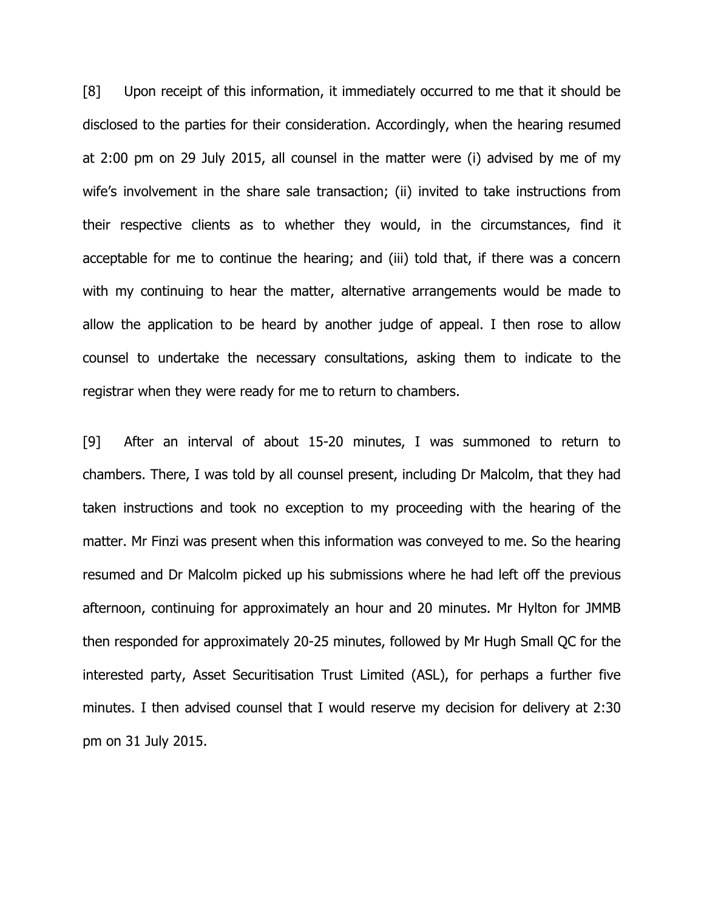[8] Upon receipt of this information, it immediately occurred to me that it should be disclosed to the parties for their consideration. Accordingly, when the hearing resumed at 2:00 pm on 29 July 2015, all counsel in the matter were (i) advised by me of my wife's involvement in the share sale transaction; (ii) invited to take instructions from their respective clients as to whether they would, in the circumstances, find it acceptable for me to continue the hearing; and (iii) told that, if there was a concern with my continuing to hear the matter, alternative arrangements would be made to allow the application to be heard by another judge of appeal. I then rose to allow counsel to undertake the necessary consultations, asking them to indicate to the registrar when they were ready for me to return to chambers.

[9] After an interval of about 15-20 minutes, I was summoned to return to chambers. There, I was told by all counsel present, including Dr Malcolm, that they had taken instructions and took no exception to my proceeding with the hearing of the matter. Mr Finzi was present when this information was conveyed to me. So the hearing resumed and Dr Malcolm picked up his submissions where he had left off the previous afternoon, continuing for approximately an hour and 20 minutes. Mr Hylton for JMMB then responded for approximately 20-25 minutes, followed by Mr Hugh Small QC for the interested party, Asset Securitisation Trust Limited (ASL), for perhaps a further five minutes. I then advised counsel that I would reserve my decision for delivery at 2:30 pm on 31 July 2015.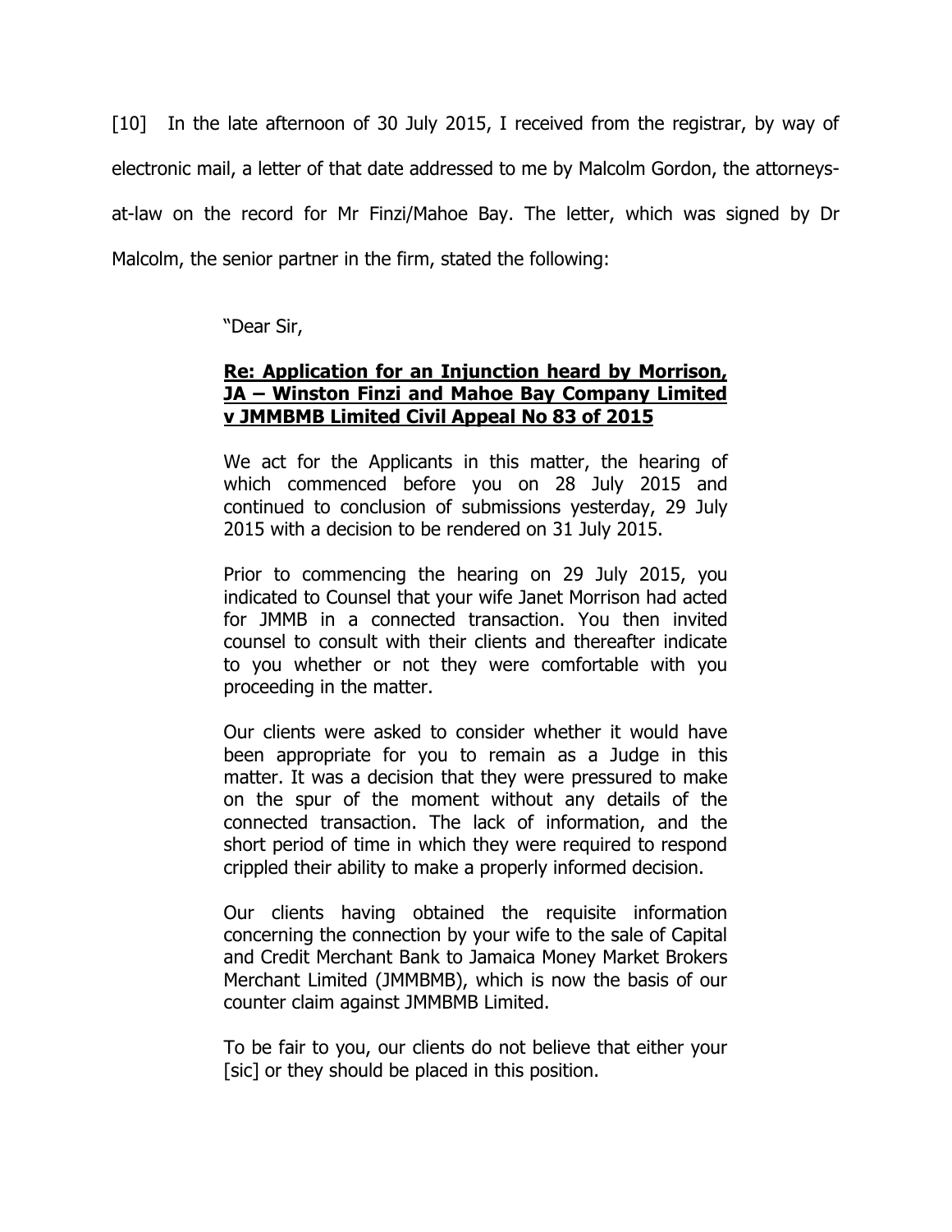[10] In the late afternoon of 30 July 2015, I received from the registrar, by way of electronic mail, a letter of that date addressed to me by Malcolm Gordon, the attorneys-at-law on the record for Mr Finzi/Mahoe Bay. The letter, which was signed by Dr Malcolm, the senior partner in the firm, stated the following:

> "Dear Sir,
>
> **Re: Application for an Injunction heard by Morrison, JA – Winston Finzi and Mahoe Bay Company Limited v JMMBMB Limited Civil Appeal No 83 of 2015**
>
> We act for the Applicants in this matter, the hearing of which commenced before you on 28 July 2015 and continued to conclusion of submissions yesterday, 29 July 2015 with a decision to be rendered on 31 July 2015.
>
> Prior to commencing the hearing on 29 July 2015, you indicated to Counsel that your wife Janet Morrison had acted for JMMB in a connected transaction. You then invited counsel to consult with their clients and thereafter indicate to you whether or not they were comfortable with you proceeding in the matter.
>
> Our clients were asked to consider whether it would have been appropriate for you to remain as a Judge in this matter. It was a decision that they were pressured to make on the spur of the moment without any details of the connected transaction. The lack of information, and the short period of time in which they were required to respond crippled their ability to make a properly informed decision.
>
> Our clients having obtained the requisite information concerning the connection by your wife to the sale of Capital and Credit Merchant Bank to Jamaica Money Market Brokers Merchant Limited (JMMBMB), which is now the basis of our counter claim against JMMBMB Limited.
>
> To be fair to you, our clients do not believe that either your [sic] or they should be placed in this position.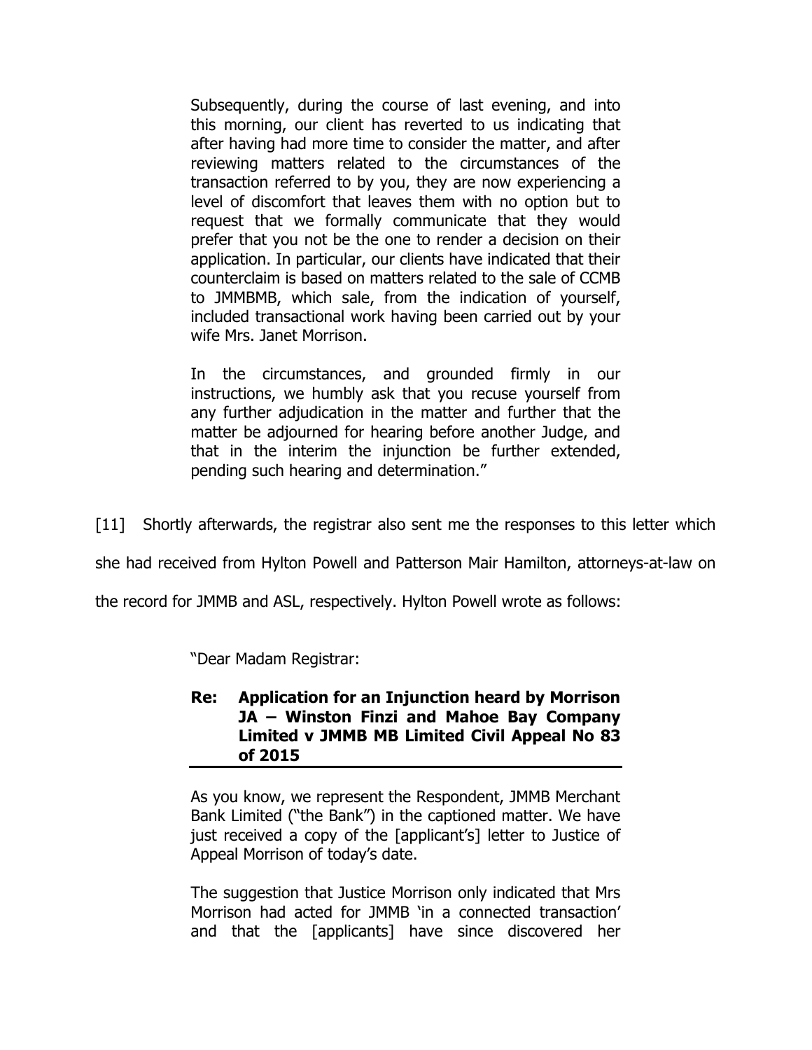> Subsequently, during the course of last evening, and into this morning, our client has reverted to us indicating that after having had more time to consider the matter, and after reviewing matters related to the circumstances of the transaction referred to by you, they are now experiencing a level of discomfort that leaves them with no option but to request that we formally communicate that they would prefer that you not be the one to render a decision on their application. In particular, our clients have indicated that their counterclaim is based on matters related to the sale of CCMB to JMMBMB, which sale, from the indication of yourself, included transactional work having been carried out by your wife Mrs. Janet Morrison.
>
> In the circumstances, and grounded firmly in our instructions, we humbly ask that you recuse yourself from any further adjudication in the matter and further that the matter be adjourned for hearing before another Judge, and that in the interim the injunction be further extended, pending such hearing and determination."

[11] Shortly afterwards, the registrar also sent me the responses to this letter which she had received from Hylton Powell and Patterson Mair Hamilton, attorneys-at-law on the record for JMMB and ASL, respectively. Hylton Powell wrote as follows:

> "Dear Madam Registrar:
>
> **Re: Application for an Injunction heard by Morrison JA – Winston Finzi and Mahoe Bay Company Limited v JMMB MB Limited Civil Appeal No 83 of 2015**
>
> As you know, we represent the Respondent, JMMB Merchant Bank Limited ("the Bank") in the captioned matter. We have just received a copy of the [applicant's] letter to Justice of Appeal Morrison of today's date.
>
> The suggestion that Justice Morrison only indicated that Mrs Morrison had acted for JMMB 'in a connected transaction' and that the [applicants] have since discovered her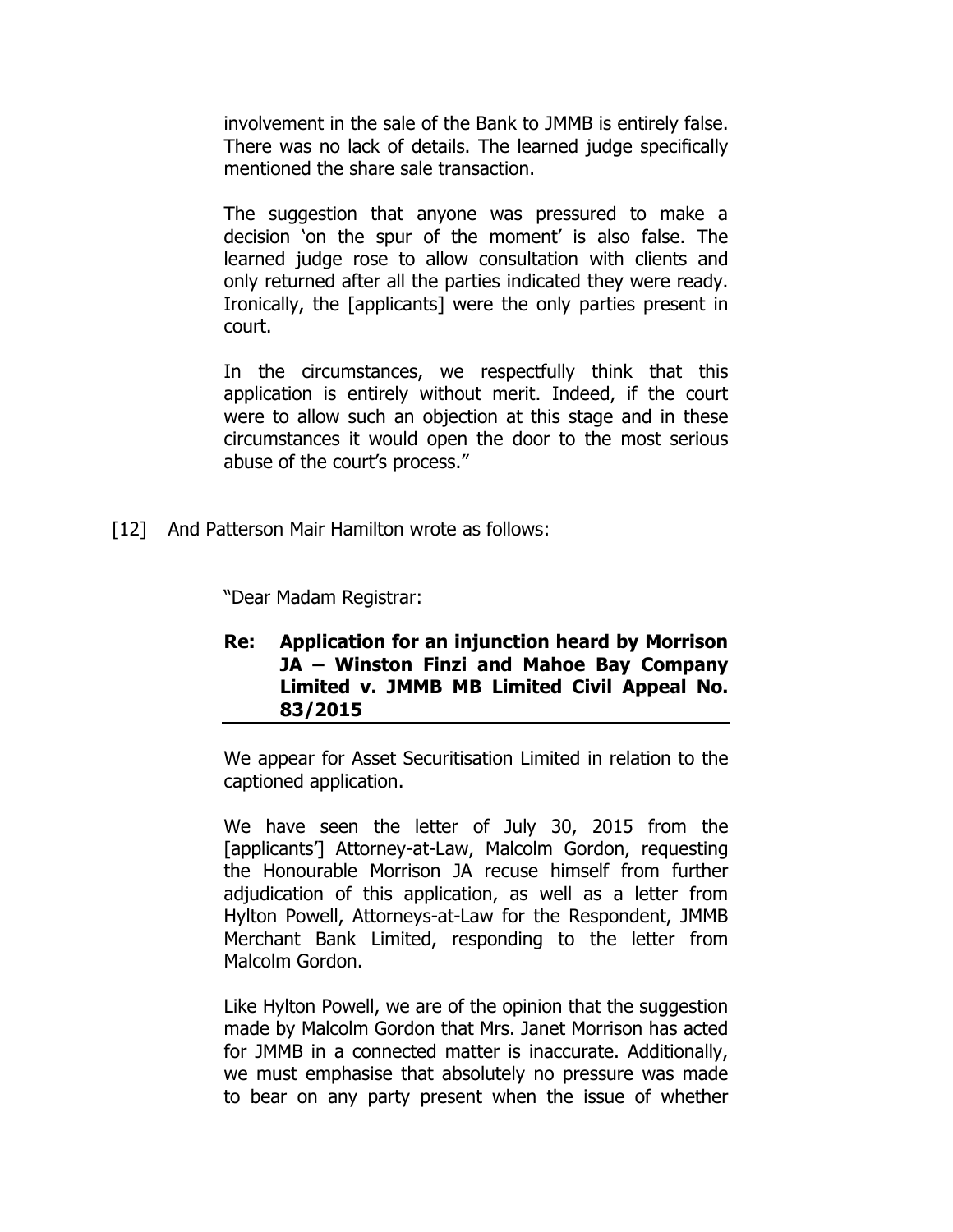involvement in the sale of the Bank to JMMB is entirely false. There was no lack of details. The learned judge specifically mentioned the share sale transaction.

The suggestion that anyone was pressured to make a decision 'on the spur of the moment' is also false. The learned judge rose to allow consultation with clients and only returned after all the parties indicated they were ready. Ironically, the [applicants] were the only parties present in court.

In the circumstances, we respectfully think that this application is entirely without merit. Indeed, if the court were to allow such an objection at this stage and in these circumstances it would open the door to the most serious abuse of the court's process."

[12] And Patterson Mair Hamilton wrote as follows:

"Dear Madam Registrar:

**Re: Application for an injunction heard by Morrison JA – Winston Finzi and Mahoe Bay Company Limited v. JMMB MB Limited Civil Appeal No. 83/2015**

We appear for Asset Securitisation Limited in relation to the captioned application.

We have seen the letter of July 30, 2015 from the [applicants'] Attorney-at-Law, Malcolm Gordon, requesting the Honourable Morrison JA recuse himself from further adjudication of this application, as well as a letter from Hylton Powell, Attorneys-at-Law for the Respondent, JMMB Merchant Bank Limited, responding to the letter from Malcolm Gordon.

Like Hylton Powell, we are of the opinion that the suggestion made by Malcolm Gordon that Mrs. Janet Morrison has acted for JMMB in a connected matter is inaccurate. Additionally, we must emphasise that absolutely no pressure was made to bear on any party present when the issue of whether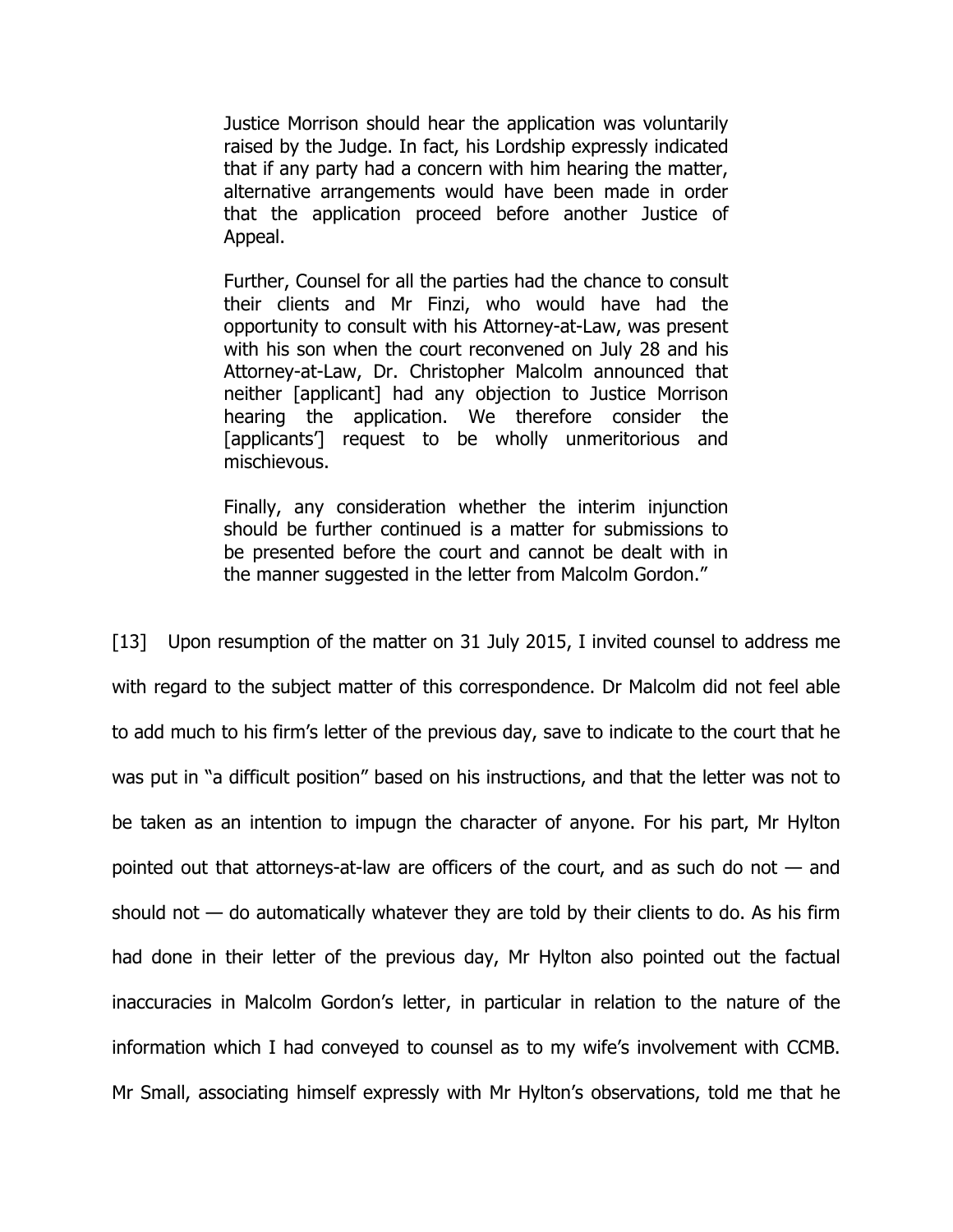> Justice Morrison should hear the application was voluntarily raised by the Judge. In fact, his Lordship expressly indicated that if any party had a concern with him hearing the matter, alternative arrangements would have been made in order that the application proceed before another Justice of Appeal.
>
> Further, Counsel for all the parties had the chance to consult their clients and Mr Finzi, who would have had the opportunity to consult with his Attorney-at-Law, was present with his son when the court reconvened on July 28 and his Attorney-at-Law, Dr. Christopher Malcolm announced that neither [applicant] had any objection to Justice Morrison hearing the application. We therefore consider the [applicants'] request to be wholly unmeritorious and mischievous.
>
> Finally, any consideration whether the interim injunction should be further continued is a matter for submissions to be presented before the court and cannot be dealt with in the manner suggested in the letter from Malcolm Gordon."

[13] Upon resumption of the matter on 31 July 2015, I invited counsel to address me with regard to the subject matter of this correspondence. Dr Malcolm did not feel able to add much to his firm's letter of the previous day, save to indicate to the court that he was put in "a difficult position" based on his instructions, and that the letter was not to be taken as an intention to impugn the character of anyone. For his part, Mr Hylton pointed out that attorneys-at-law are officers of the court, and as such do not — and should not — do automatically whatever they are told by their clients to do. As his firm had done in their letter of the previous day, Mr Hylton also pointed out the factual inaccuracies in Malcolm Gordon's letter, in particular in relation to the nature of the information which I had conveyed to counsel as to my wife's involvement with CCMB. Mr Small, associating himself expressly with Mr Hylton's observations, told me that he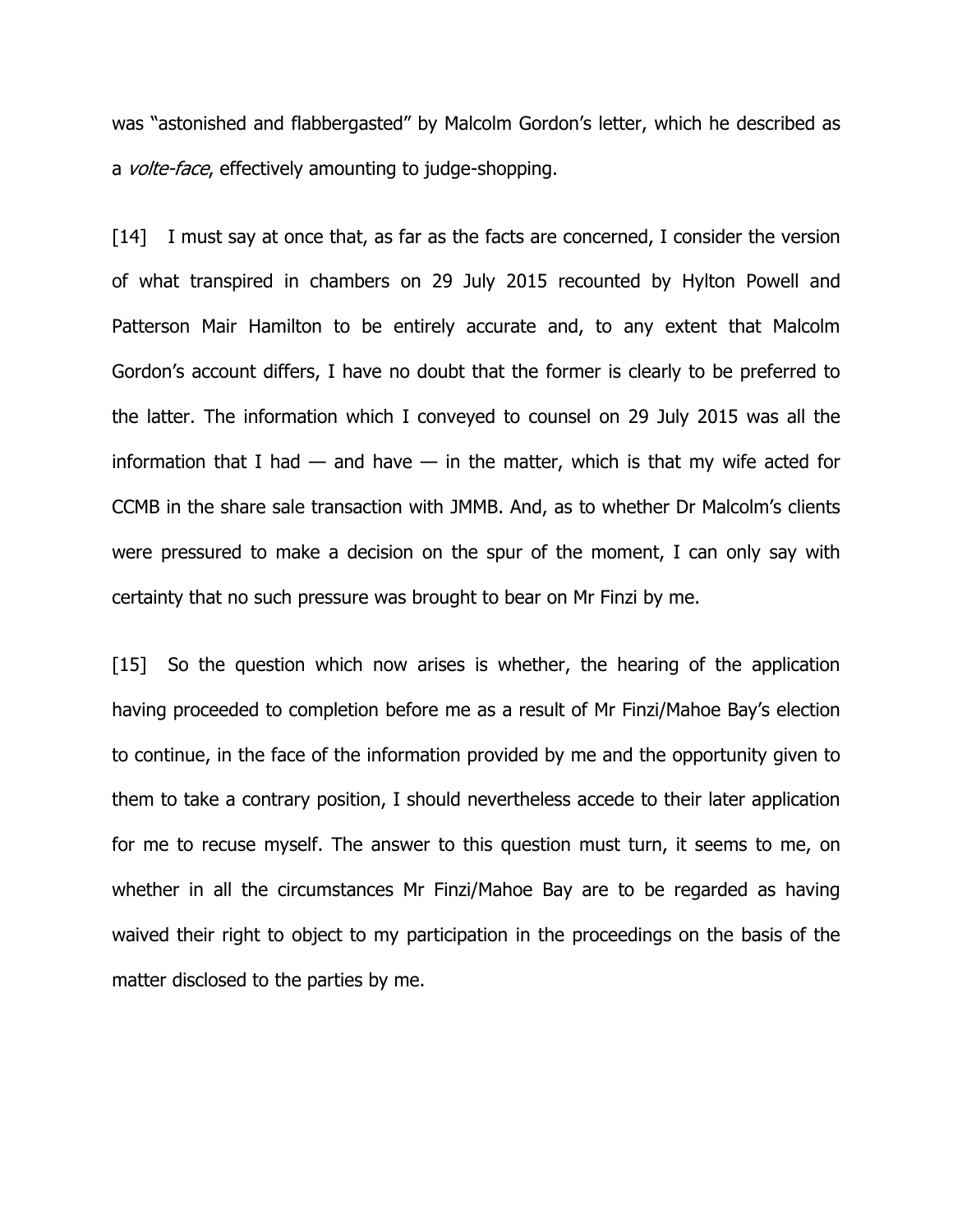was "astonished and flabbergasted" by Malcolm Gordon's letter, which he described as a *volte-face*, effectively amounting to judge-shopping.

[14] I must say at once that, as far as the facts are concerned, I consider the version of what transpired in chambers on 29 July 2015 recounted by Hylton Powell and Patterson Mair Hamilton to be entirely accurate and, to any extent that Malcolm Gordon's account differs, I have no doubt that the former is clearly to be preferred to the latter. The information which I conveyed to counsel on 29 July 2015 was all the information that I had — and have — in the matter, which is that my wife acted for CCMB in the share sale transaction with JMMB. And, as to whether Dr Malcolm's clients were pressured to make a decision on the spur of the moment, I can only say with certainty that no such pressure was brought to bear on Mr Finzi by me.

[15] So the question which now arises is whether, the hearing of the application having proceeded to completion before me as a result of Mr Finzi/Mahoe Bay's election to continue, in the face of the information provided by me and the opportunity given to them to take a contrary position, I should nevertheless accede to their later application for me to recuse myself. The answer to this question must turn, it seems to me, on whether in all the circumstances Mr Finzi/Mahoe Bay are to be regarded as having waived their right to object to my participation in the proceedings on the basis of the matter disclosed to the parties by me.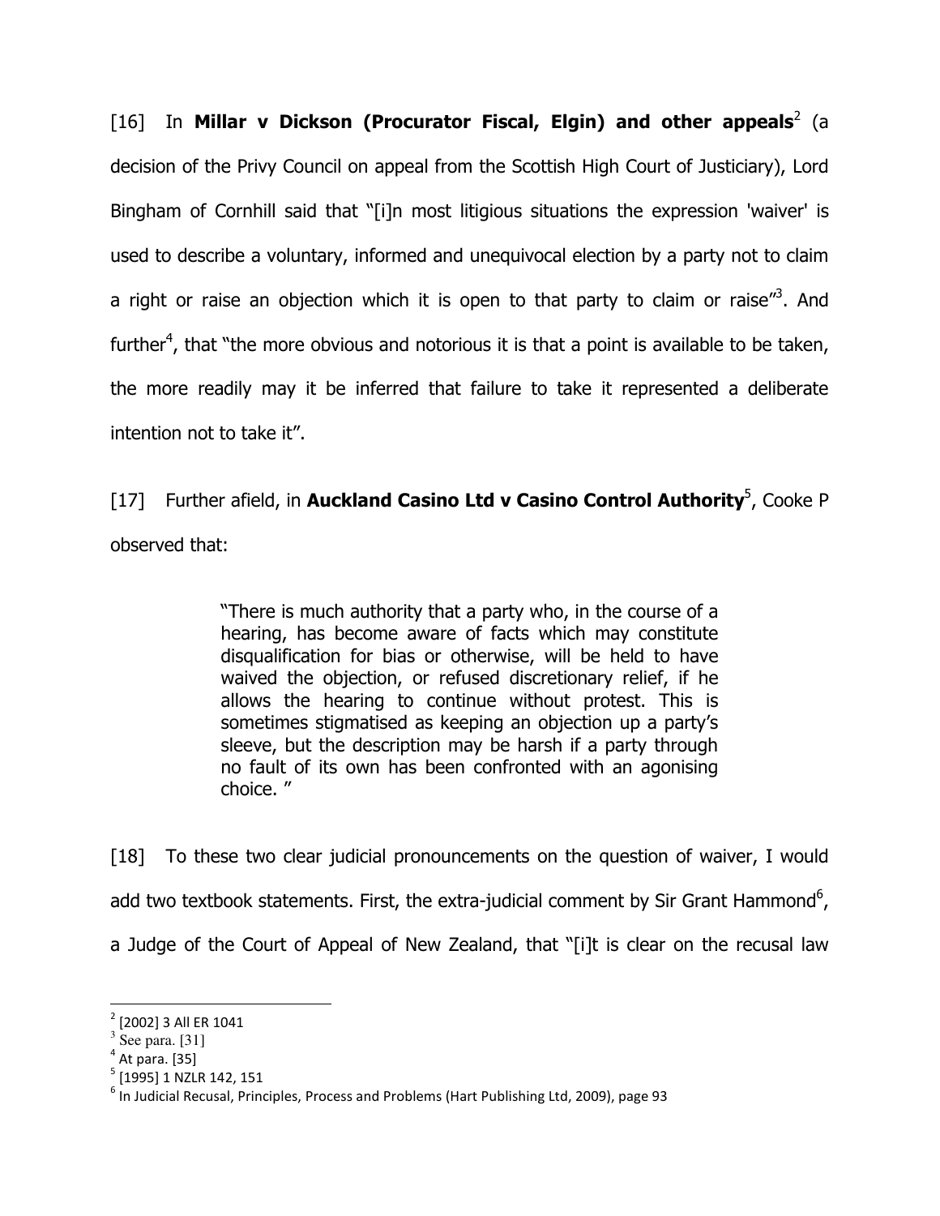[16] In **Millar v Dickson (Procurator Fiscal, Elgin) and other appeals**[2] (a decision of the Privy Council on appeal from the Scottish High Court of Justiciary), Lord Bingham of Cornhill said that "[i]n most litigious situations the expression 'waiver' is used to describe a voluntary, informed and unequivocal election by a party not to claim a right or raise an objection which it is open to that party to claim or raise"[3]. And further[4], that "the more obvious and notorious it is that a point is available to be taken, the more readily may it be inferred that failure to take it represented a deliberate intention not to take it".

[17] Further afield, in **Auckland Casino Ltd v Casino Control Authority**[5], Cooke P observed that:

> "There is much authority that a party who, in the course of a hearing, has become aware of facts which may constitute disqualification for bias or otherwise, will be held to have waived the objection, or refused discretionary relief, if he allows the hearing to continue without protest. This is sometimes stigmatised as keeping an objection up a party's sleeve, but the description may be harsh if a party through no fault of its own has been confronted with an agonising choice. "

[18] To these two clear judicial pronouncements on the question of waiver, I would add two textbook statements. First, the extra-judicial comment by Sir Grant Hammond[6], a Judge of the Court of Appeal of New Zealand, that "[i]t is clear on the recusal law

---

[2] [2002] 3 All ER 1041

[3] See para. [31]

[4] At para. [35]

[5] [1995] 1 NZLR 142, 151

[6] In Judicial Recusal, Principles, Process and Problems (Hart Publishing Ltd, 2009), page 93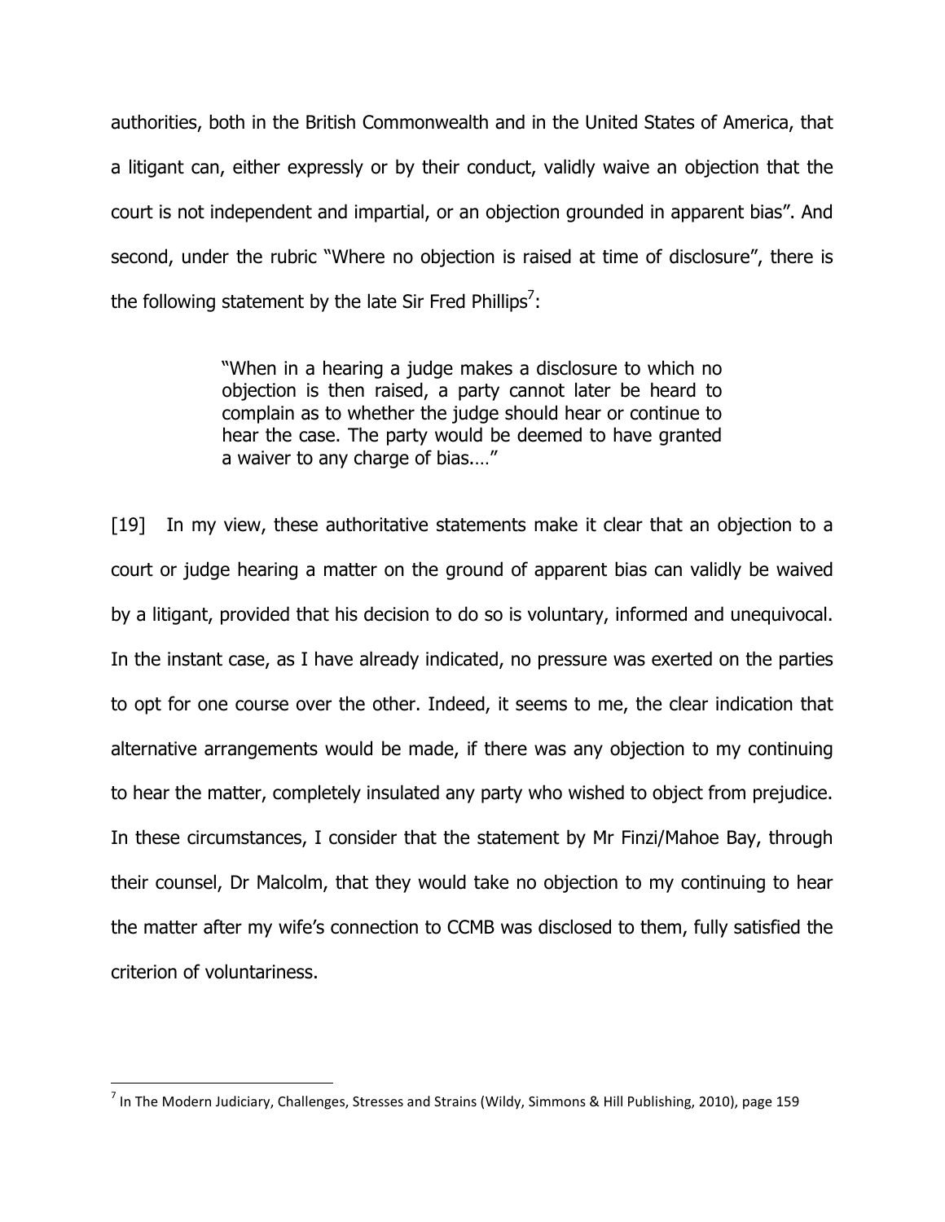authorities, both in the British Commonwealth and in the United States of America, that a litigant can, either expressly or by their conduct, validly waive an objection that the court is not independent and impartial, or an objection grounded in apparent bias". And second, under the rubric "Where no objection is raised at time of disclosure", there is the following statement by the late Sir Fred Phillips[7]:

> "When in a hearing a judge makes a disclosure to which no objection is then raised, a party cannot later be heard to complain as to whether the judge should hear or continue to hear the case. The party would be deemed to have granted a waiver to any charge of bias.…"

[19] In my view, these authoritative statements make it clear that an objection to a court or judge hearing a matter on the ground of apparent bias can validly be waived by a litigant, provided that his decision to do so is voluntary, informed and unequivocal. In the instant case, as I have already indicated, no pressure was exerted on the parties to opt for one course over the other. Indeed, it seems to me, the clear indication that alternative arrangements would be made, if there was any objection to my continuing to hear the matter, completely insulated any party who wished to object from prejudice. In these circumstances, I consider that the statement by Mr Finzi/Mahoe Bay, through their counsel, Dr Malcolm, that they would take no objection to my continuing to hear the matter after my wife's connection to CCMB was disclosed to them, fully satisfied the criterion of voluntariness.

---

[7] In The Modern Judiciary, Challenges, Stresses and Strains (Wildy, Simmons & Hill Publishing, 2010), page 159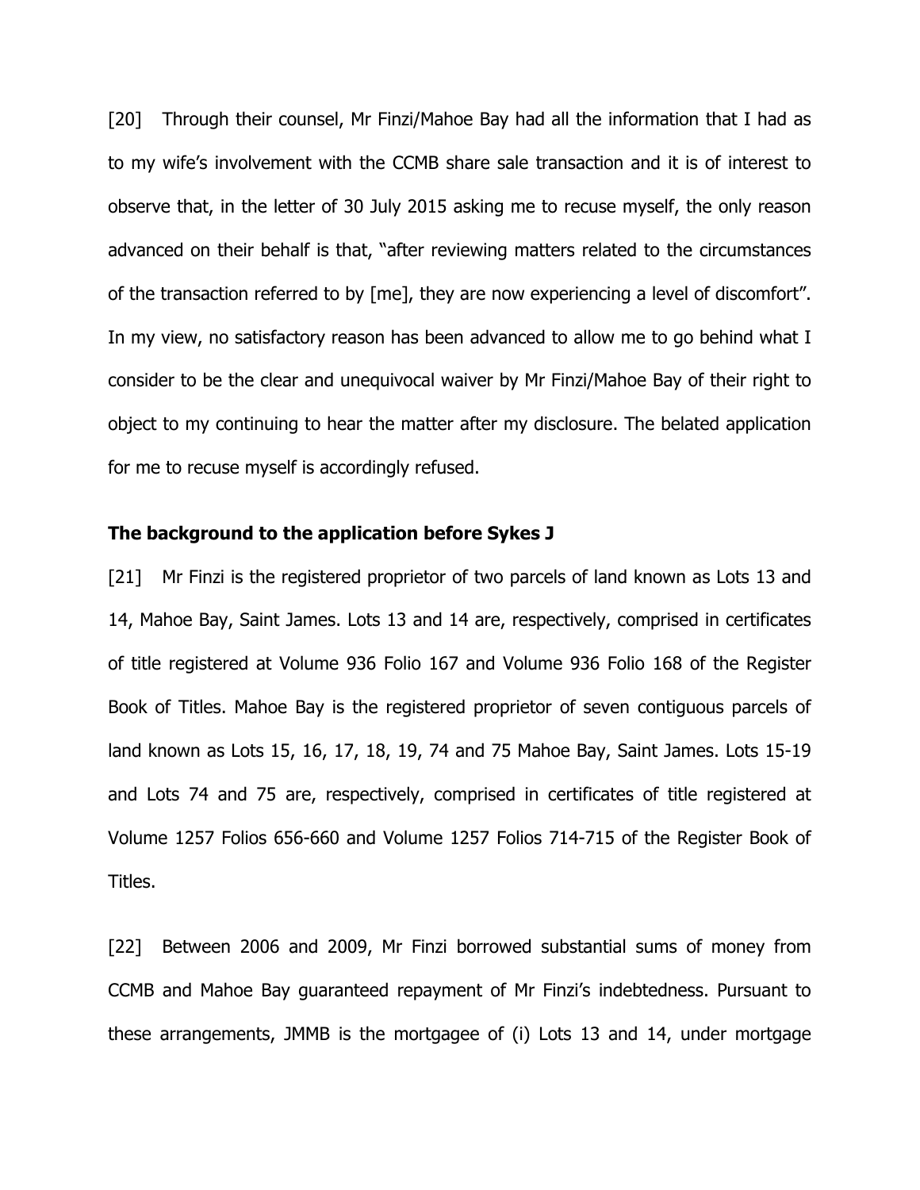[20] Through their counsel, Mr Finzi/Mahoe Bay had all the information that I had as to my wife's involvement with the CCMB share sale transaction and it is of interest to observe that, in the letter of 30 July 2015 asking me to recuse myself, the only reason advanced on their behalf is that, "after reviewing matters related to the circumstances of the transaction referred to by [me], they are now experiencing a level of discomfort". In my view, no satisfactory reason has been advanced to allow me to go behind what I consider to be the clear and unequivocal waiver by Mr Finzi/Mahoe Bay of their right to object to my continuing to hear the matter after my disclosure. The belated application for me to recuse myself is accordingly refused.

## The background to the application before Sykes J

[21] Mr Finzi is the registered proprietor of two parcels of land known as Lots 13 and 14, Mahoe Bay, Saint James. Lots 13 and 14 are, respectively, comprised in certificates of title registered at Volume 936 Folio 167 and Volume 936 Folio 168 of the Register Book of Titles. Mahoe Bay is the registered proprietor of seven contiguous parcels of land known as Lots 15, 16, 17, 18, 19, 74 and 75 Mahoe Bay, Saint James. Lots 15-19 and Lots 74 and 75 are, respectively, comprised in certificates of title registered at Volume 1257 Folios 656-660 and Volume 1257 Folios 714-715 of the Register Book of Titles.

[22] Between 2006 and 2009, Mr Finzi borrowed substantial sums of money from CCMB and Mahoe Bay guaranteed repayment of Mr Finzi's indebtedness. Pursuant to these arrangements, JMMB is the mortgagee of (i) Lots 13 and 14, under mortgage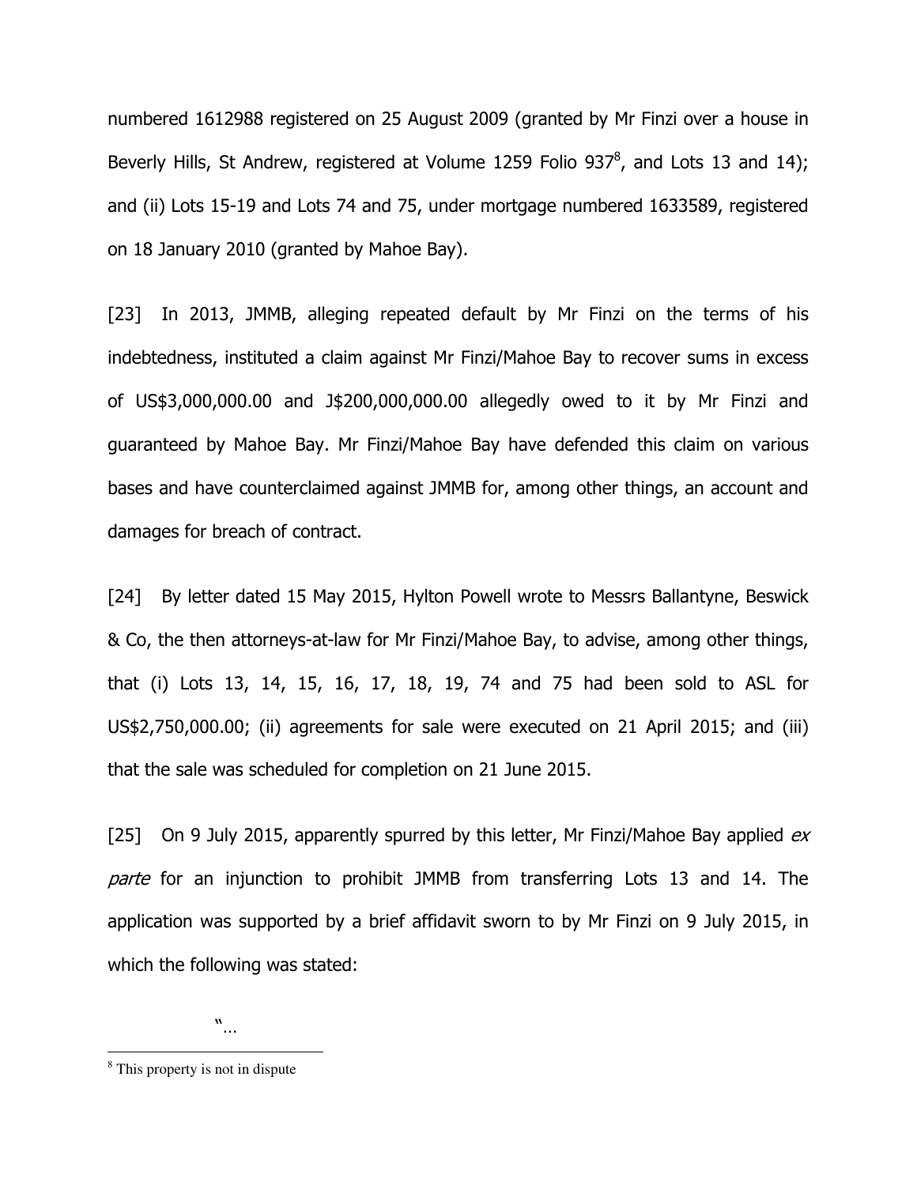numbered 1612988 registered on 25 August 2009 (granted by Mr Finzi over a house in Beverly Hills, St Andrew, registered at Volume 1259 Folio 937[8], and Lots 13 and 14); and (ii) Lots 15-19 and Lots 74 and 75, under mortgage numbered 1633589, registered on 18 January 2010 (granted by Mahoe Bay).

[23] In 2013, JMMB, alleging repeated default by Mr Finzi on the terms of his indebtedness, instituted a claim against Mr Finzi/Mahoe Bay to recover sums in excess of US$3,000,000.00 and J$200,000,000.00 allegedly owed to it by Mr Finzi and guaranteed by Mahoe Bay. Mr Finzi/Mahoe Bay have defended this claim on various bases and have counterclaimed against JMMB for, among other things, an account and damages for breach of contract.

[24] By letter dated 15 May 2015, Hylton Powell wrote to Messrs Ballantyne, Beswick & Co, the then attorneys-at-law for Mr Finzi/Mahoe Bay, to advise, among other things, that (i) Lots 13, 14, 15, 16, 17, 18, 19, 74 and 75 had been sold to ASL for US$2,750,000.00; (ii) agreements for sale were executed on 21 April 2015; and (iii) that the sale was scheduled for completion on 21 June 2015.

[25] On 9 July 2015, apparently spurred by this letter, Mr Finzi/Mahoe Bay applied *ex parte* for an injunction to prohibit JMMB from transferring Lots 13 and 14. The application was supported by a brief affidavit sworn to by Mr Finzi on 9 July 2015, in which the following was stated:

> "...

---

[8] This property is not in dispute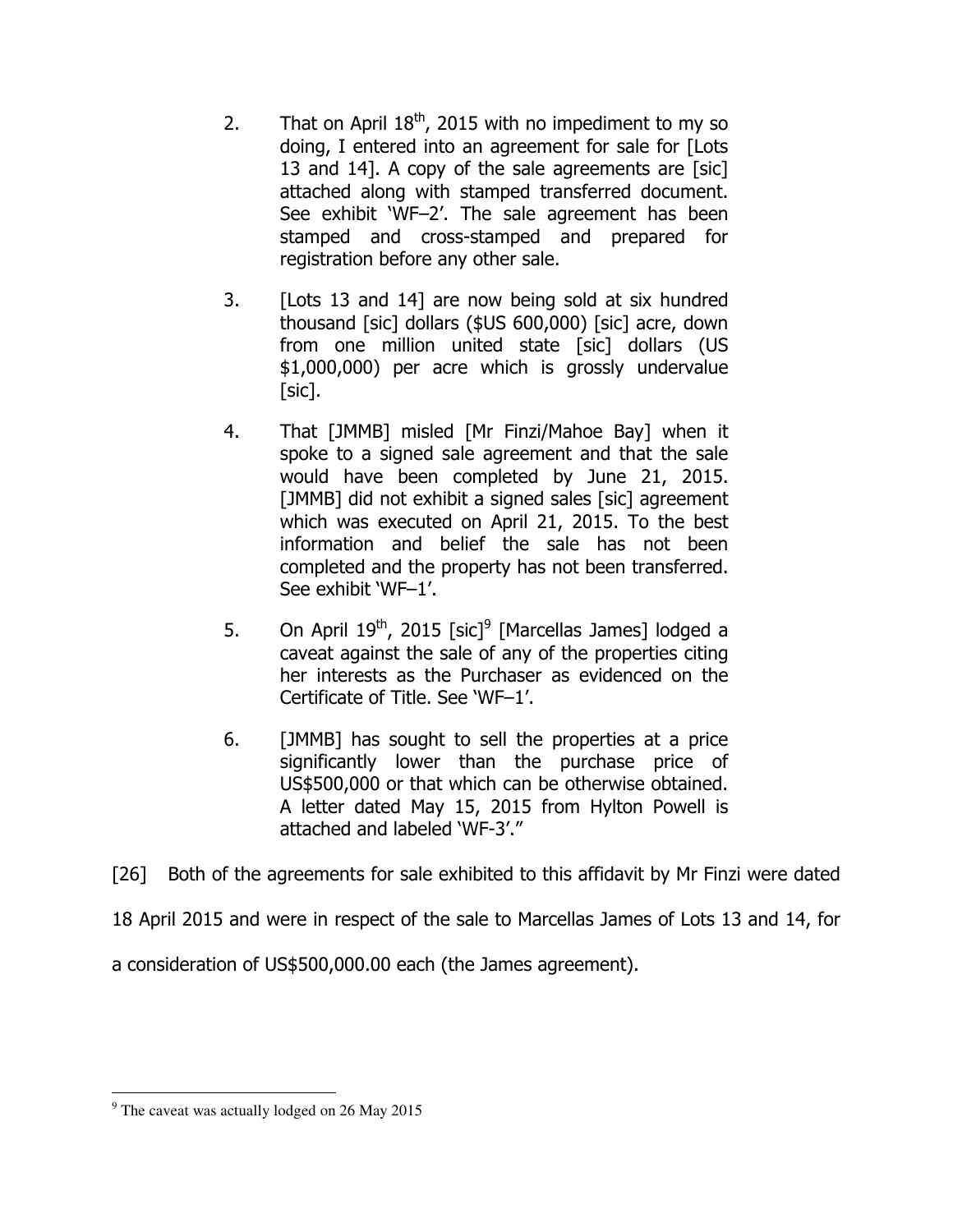2. That on April 18th, 2015 with no impediment to my so doing, I entered into an agreement for sale for [Lots 13 and 14]. A copy of the sale agreements are [sic] attached along with stamped transferred document. See exhibit 'WF–2'. The sale agreement has been stamped and cross-stamped and prepared for registration before any other sale.

3. [Lots 13 and 14] are now being sold at six hundred thousand [sic] dollars ($US 600,000) [sic] acre, down from one million united state [sic] dollars (US $1,000,000) per acre which is grossly undervalue [sic].

4. That [JMMB] misled [Mr Finzi/Mahoe Bay] when it spoke to a signed sale agreement and that the sale would have been completed by June 21, 2015. [JMMB] did not exhibit a signed sales [sic] agreement which was executed on April 21, 2015. To the best information and belief the sale has not been completed and the property has not been transferred. See exhibit 'WF–1'.

5. On April 19th, 2015 [sic][9] [Marcellas James] lodged a caveat against the sale of any of the properties citing her interests as the Purchaser as evidenced on the Certificate of Title. See 'WF–1'.

6. [JMMB] has sought to sell the properties at a price significantly lower than the purchase price of US$500,000 or that which can be otherwise obtained. A letter dated May 15, 2015 from Hylton Powell is attached and labeled 'WF-3'."

[26] Both of the agreements for sale exhibited to this affidavit by Mr Finzi were dated 18 April 2015 and were in respect of the sale to Marcellas James of Lots 13 and 14, for a consideration of US$500,000.00 each (the James agreement).

---

[9] The caveat was actually lodged on 26 May 2015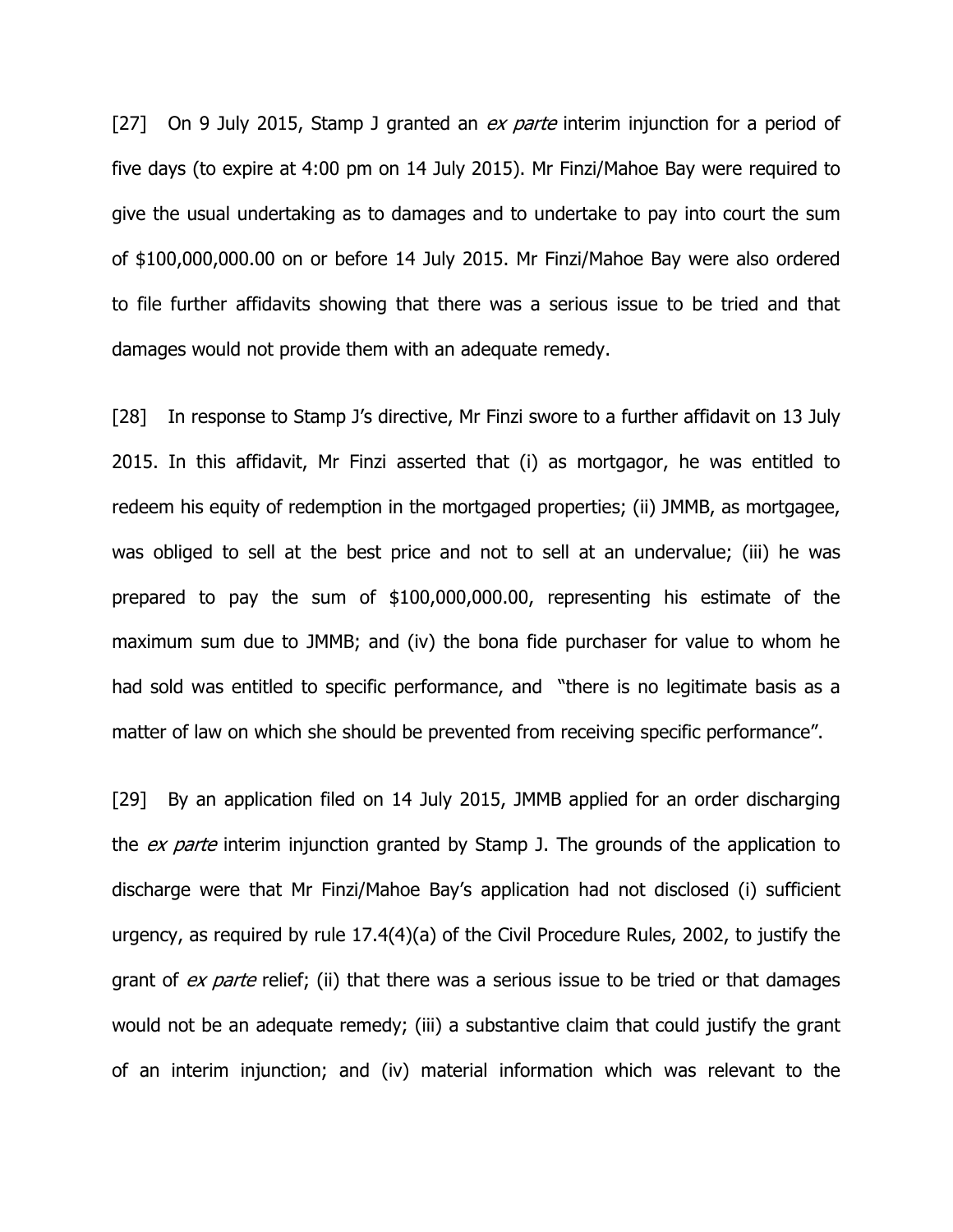[27] On 9 July 2015, Stamp J granted an *ex parte* interim injunction for a period of five days (to expire at 4:00 pm on 14 July 2015). Mr Finzi/Mahoe Bay were required to give the usual undertaking as to damages and to undertake to pay into court the sum of $100,000,000.00 on or before 14 July 2015. Mr Finzi/Mahoe Bay were also ordered to file further affidavits showing that there was a serious issue to be tried and that damages would not provide them with an adequate remedy.

[28] In response to Stamp J's directive, Mr Finzi swore to a further affidavit on 13 July 2015. In this affidavit, Mr Finzi asserted that (i) as mortgagor, he was entitled to redeem his equity of redemption in the mortgaged properties; (ii) JMMB, as mortgagee, was obliged to sell at the best price and not to sell at an undervalue; (iii) he was prepared to pay the sum of $100,000,000.00, representing his estimate of the maximum sum due to JMMB; and (iv) the bona fide purchaser for value to whom he had sold was entitled to specific performance, and "there is no legitimate basis as a matter of law on which she should be prevented from receiving specific performance".

[29] By an application filed on 14 July 2015, JMMB applied for an order discharging the *ex parte* interim injunction granted by Stamp J. The grounds of the application to discharge were that Mr Finzi/Mahoe Bay's application had not disclosed (i) sufficient urgency, as required by rule 17.4(4)(a) of the Civil Procedure Rules, 2002, to justify the grant of *ex parte* relief; (ii) that there was a serious issue to be tried or that damages would not be an adequate remedy; (iii) a substantive claim that could justify the grant of an interim injunction; and (iv) material information which was relevant to the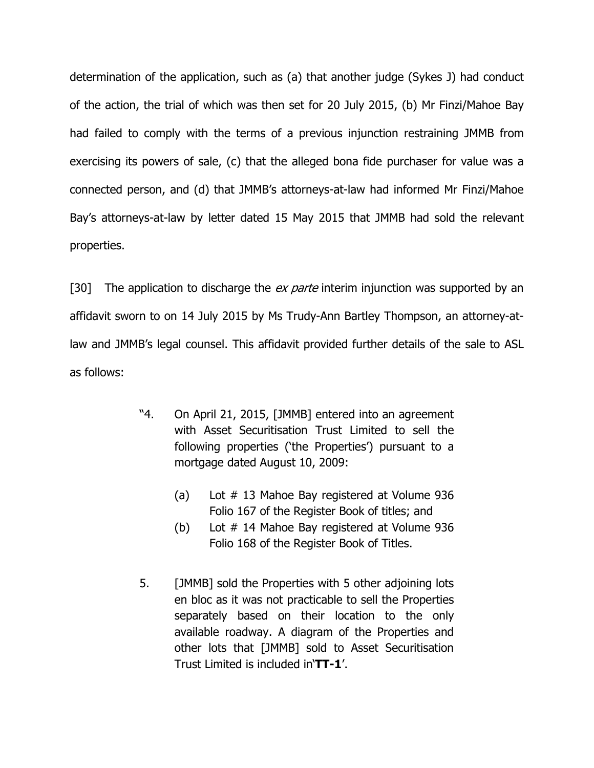determination of the application, such as (a) that another judge (Sykes J) had conduct of the action, the trial of which was then set for 20 July 2015, (b) Mr Finzi/Mahoe Bay had failed to comply with the terms of a previous injunction restraining JMMB from exercising its powers of sale, (c) that the alleged bona fide purchaser for value was a connected person, and (d) that JMMB's attorneys-at-law had informed Mr Finzi/Mahoe Bay's attorneys-at-law by letter dated 15 May 2015 that JMMB had sold the relevant properties.

[30] The application to discharge the *ex parte* interim injunction was supported by an affidavit sworn to on 14 July 2015 by Ms Trudy-Ann Bartley Thompson, an attorney-at-law and JMMB's legal counsel. This affidavit provided further details of the sale to ASL as follows:

> "4. On April 21, 2015, [JMMB] entered into an agreement with Asset Securitisation Trust Limited to sell the following properties ('the Properties') pursuant to a mortgage dated August 10, 2009:
>
> (a) Lot # 13 Mahoe Bay registered at Volume 936 Folio 167 of the Register Book of titles; and
>
> (b) Lot # 14 Mahoe Bay registered at Volume 936 Folio 168 of the Register Book of Titles.
>
> 5. [JMMB] sold the Properties with 5 other adjoining lots en bloc as it was not practicable to sell the Properties separately based on their location to the only available roadway. A diagram of the Properties and other lots that [JMMB] sold to Asset Securitisation Trust Limited is included in'**TT-1**'.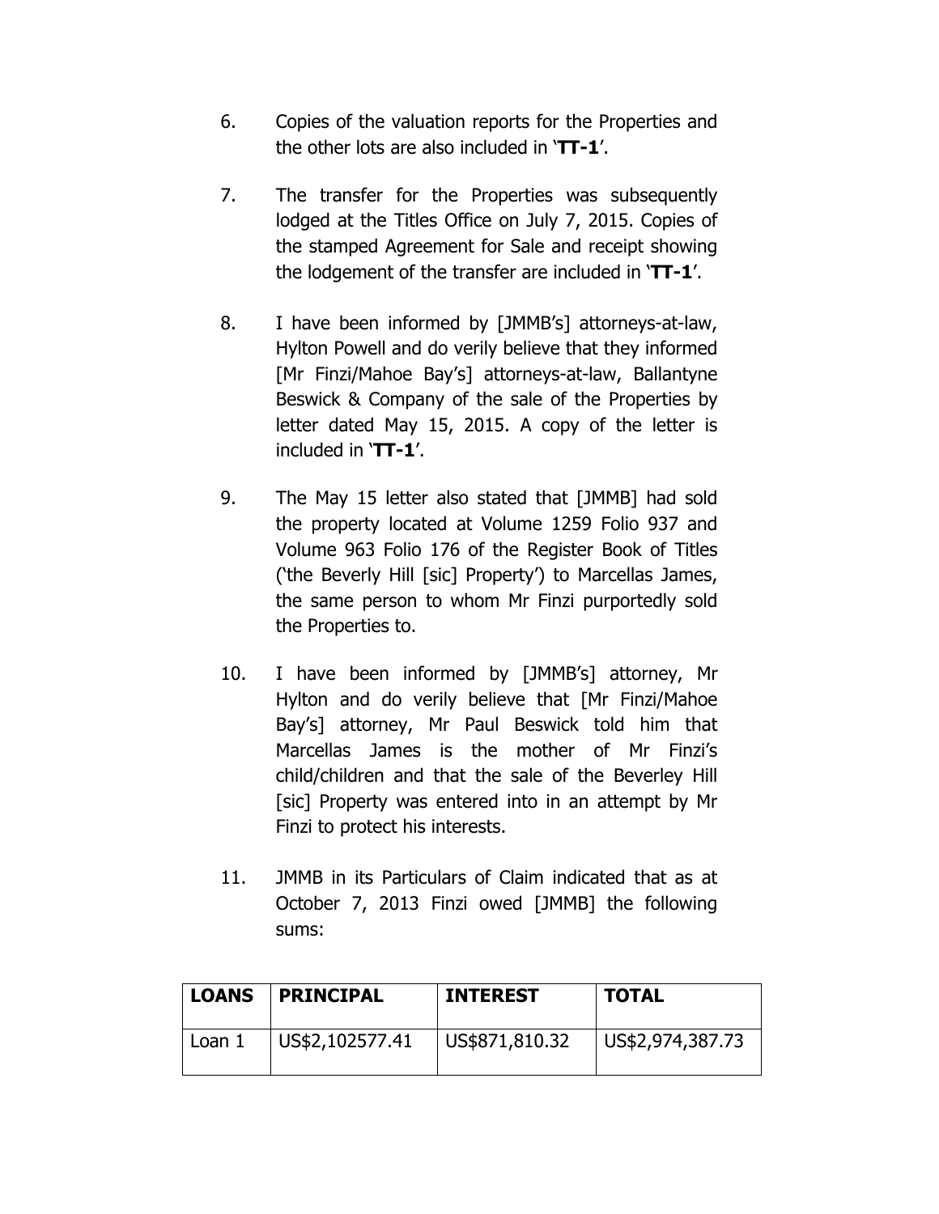6. Copies of the valuation reports for the Properties and the other lots are also included in '**TT-1**'.

7. The transfer for the Properties was subsequently lodged at the Titles Office on July 7, 2015. Copies of the stamped Agreement for Sale and receipt showing the lodgement of the transfer are included in '**TT-1**'.

8. I have been informed by [JMMB's] attorneys-at-law, Hylton Powell and do verily believe that they informed [Mr Finzi/Mahoe Bay's] attorneys-at-law, Ballantyne Beswick & Company of the sale of the Properties by letter dated May 15, 2015. A copy of the letter is included in '**TT-1**'.

9. The May 15 letter also stated that [JMMB] had sold the property located at Volume 1259 Folio 937 and Volume 963 Folio 176 of the Register Book of Titles ('the Beverly Hill [sic] Property') to Marcellas James, the same person to whom Mr Finzi purportedly sold the Properties to.

10. I have been informed by [JMMB's] attorney, Mr Hylton and do verily believe that [Mr Finzi/Mahoe Bay's] attorney, Mr Paul Beswick told him that Marcellas James is the mother of Mr Finzi's child/children and that the sale of the Beverley Hill [sic] Property was entered into in an attempt by Mr Finzi to protect his interests.

11. JMMB in its Particulars of Claim indicated that as at October 7, 2013 Finzi owed [JMMB] the following sums:

| LOANS | PRINCIPAL | INTEREST | TOTAL |
|---|---|---|---|
| Loan 1 | US$2,102577.41 | US$871,810.32 | US$2,974,387.73 |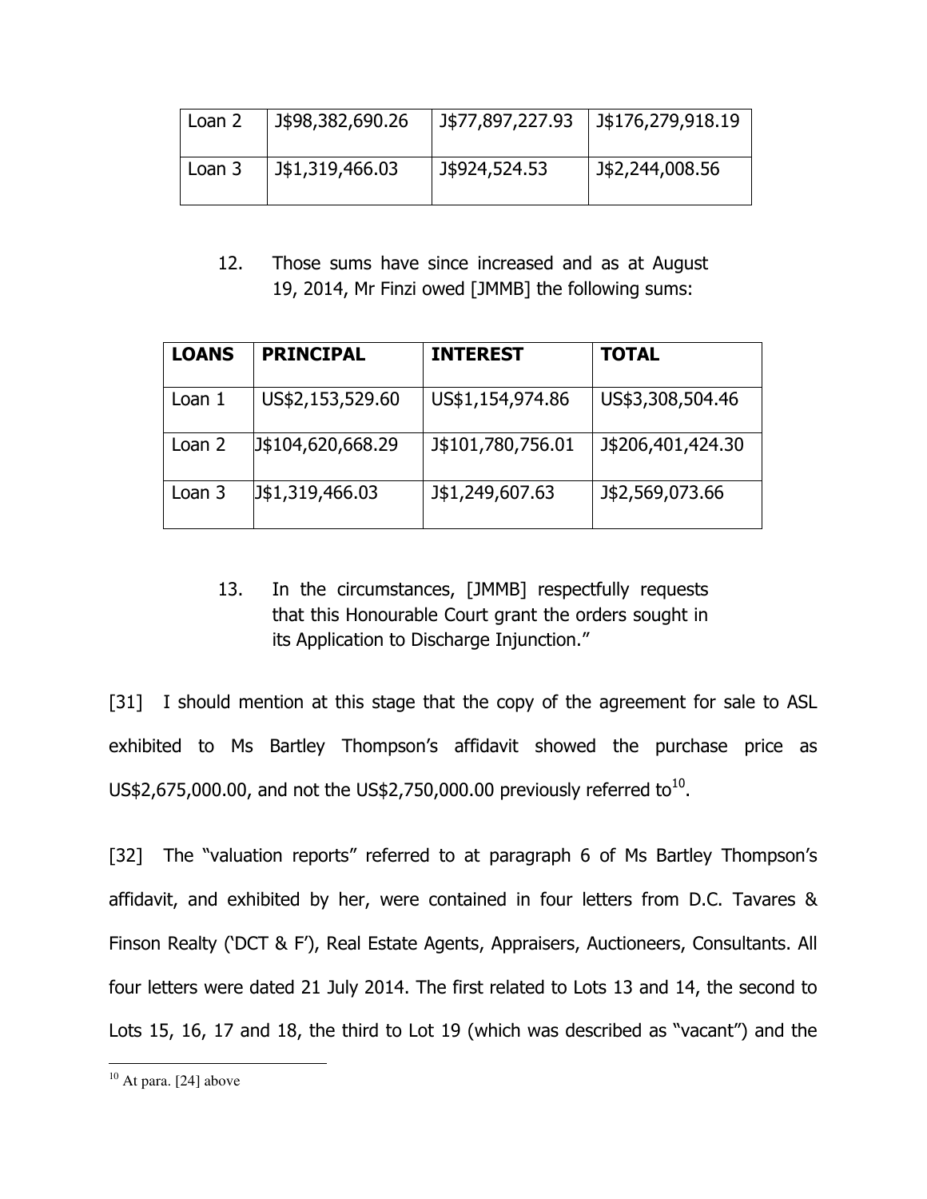| Loan 2 | J$98,382,690.26 | J$77,897,227.93 | J$176,279,918.19 |
|---|---|---|---|
| Loan 3 | J$1,319,466.03 | J$924,524.53 | J$2,244,008.56 |

12. Those sums have since increased and as at August 19, 2014, Mr Finzi owed [JMMB] the following sums:

| **LOANS** | **PRINCIPAL** | **INTEREST** | **TOTAL** |
|---|---|---|---|
| Loan 1 | US$2,153,529.60 | US$1,154,974.86 | US$3,308,504.46 |
| Loan 2 | J$104,620,668.29 | J$101,780,756.01 | J$206,401,424.30 |
| Loan 3 | J$1,319,466.03 | J$1,249,607.63 | J$2,569,073.66 |

13. In the circumstances, [JMMB] respectfully requests that this Honourable Court grant the orders sought in its Application to Discharge Injunction."

[31] I should mention at this stage that the copy of the agreement for sale to ASL exhibited to Ms Bartley Thompson's affidavit showed the purchase price as US$2,675,000.00, and not the US$2,750,000.00 previously referred to[10].

[32] The "valuation reports" referred to at paragraph 6 of Ms Bartley Thompson's affidavit, and exhibited by her, were contained in four letters from D.C. Tavares & Finson Realty ('DCT & F'), Real Estate Agents, Appraisers, Auctioneers, Consultants. All four letters were dated 21 July 2014. The first related to Lots 13 and 14, the second to Lots 15, 16, 17 and 18, the third to Lot 19 (which was described as "vacant") and the

[10] At para. [24] above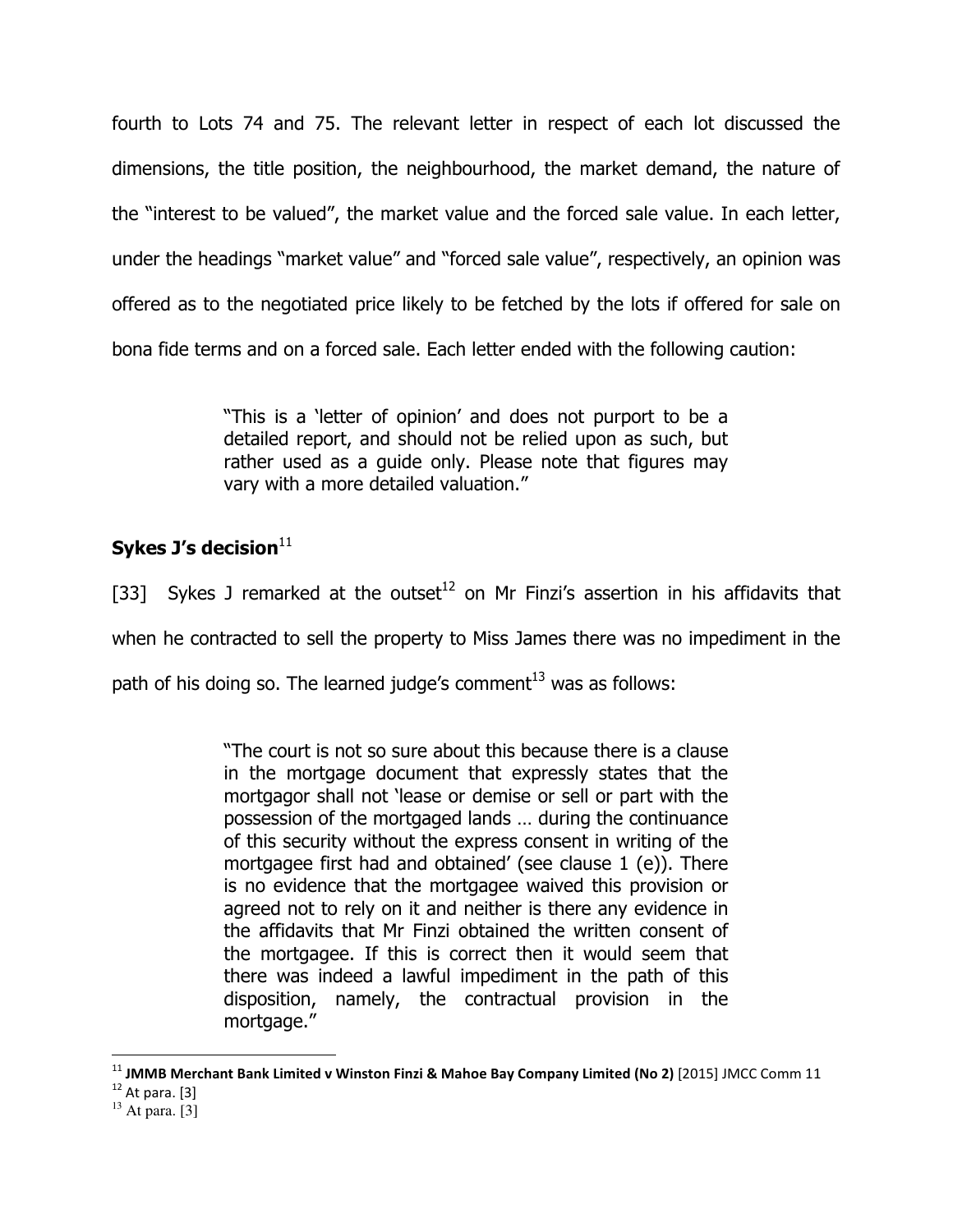fourth to Lots 74 and 75. The relevant letter in respect of each lot discussed the dimensions, the title position, the neighbourhood, the market demand, the nature of the "interest to be valued", the market value and the forced sale value. In each letter, under the headings "market value" and "forced sale value", respectively, an opinion was offered as to the negotiated price likely to be fetched by the lots if offered for sale on bona fide terms and on a forced sale. Each letter ended with the following caution:

> "This is a 'letter of opinion' and does not purport to be a detailed report, and should not be relied upon as such, but rather used as a guide only. Please note that figures may vary with a more detailed valuation."

## Sykes J's decision[11]

[33] Sykes J remarked at the outset[12] on Mr Finzi's assertion in his affidavits that when he contracted to sell the property to Miss James there was no impediment in the path of his doing so. The learned judge's comment[13] was as follows:

> "The court is not so sure about this because there is a clause in the mortgage document that expressly states that the mortgagor shall not 'lease or demise or sell or part with the possession of the mortgaged lands … during the continuance of this security without the express consent in writing of the mortgagee first had and obtained' (see clause 1 (e)). There is no evidence that the mortgagee waived this provision or agreed not to rely on it and neither is there any evidence in the affidavits that Mr Finzi obtained the written consent of the mortgagee. If this is correct then it would seem that there was indeed a lawful impediment in the path of this disposition, namely, the contractual provision in the mortgage."

---

[11] **JMMB Merchant Bank Limited v Winston Finzi & Mahoe Bay Company Limited (No 2)** [2015] JMCC Comm 11

[12] At para. [3]

[13] At para. [3]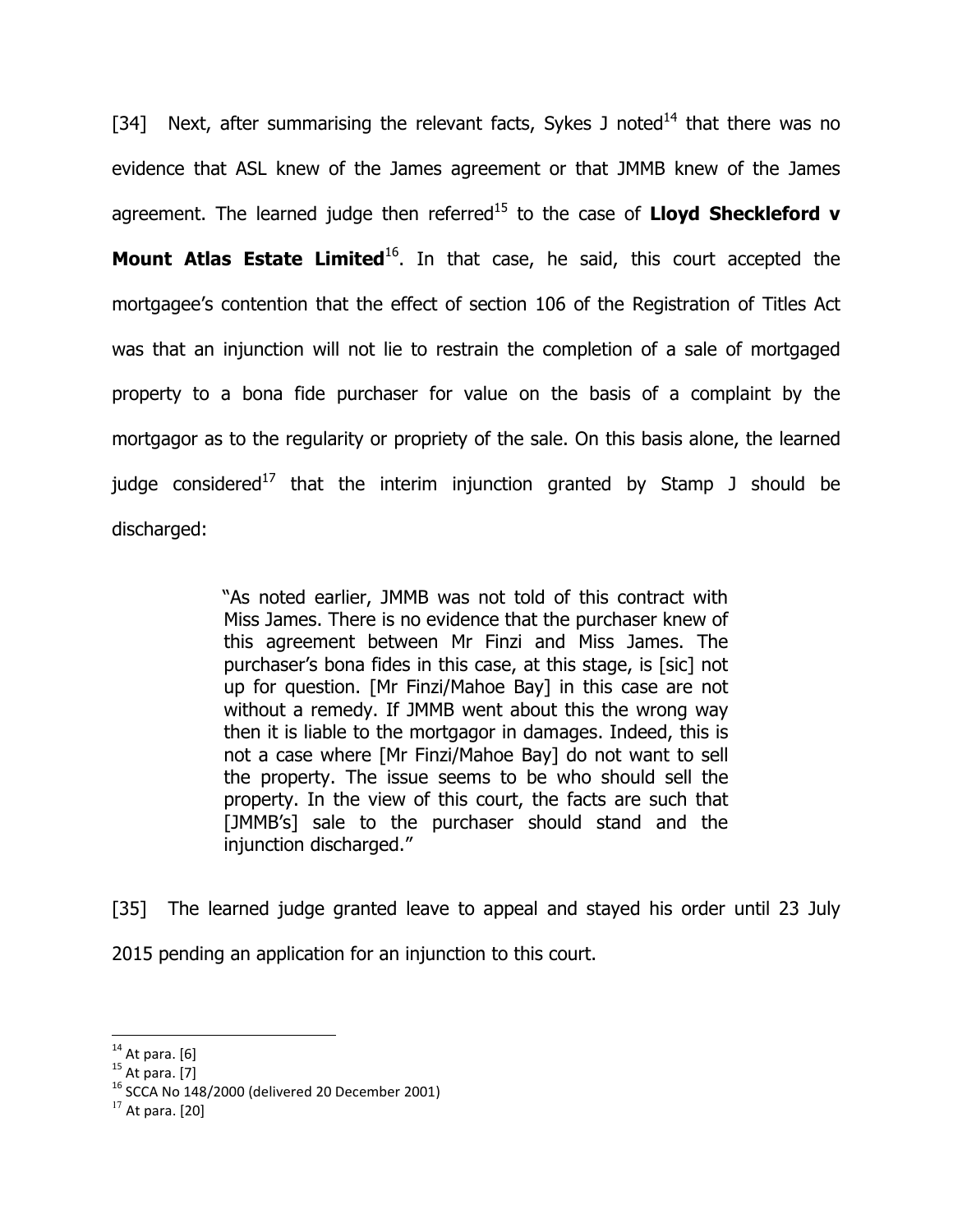[34] Next, after summarising the relevant facts, Sykes J noted[14] that there was no evidence that ASL knew of the James agreement or that JMMB knew of the James agreement. The learned judge then referred[15] to the case of **Lloyd Sheckleford v Mount Atlas Estate Limited**[16]. In that case, he said, this court accepted the mortgagee's contention that the effect of section 106 of the Registration of Titles Act was that an injunction will not lie to restrain the completion of a sale of mortgaged property to a bona fide purchaser for value on the basis of a complaint by the mortgagor as to the regularity or propriety of the sale. On this basis alone, the learned judge considered[17] that the interim injunction granted by Stamp J should be discharged:

> "As noted earlier, JMMB was not told of this contract with Miss James. There is no evidence that the purchaser knew of this agreement between Mr Finzi and Miss James. The purchaser's bona fides in this case, at this stage, is [sic] not up for question. [Mr Finzi/Mahoe Bay] in this case are not without a remedy. If JMMB went about this the wrong way then it is liable to the mortgagor in damages. Indeed, this is not a case where [Mr Finzi/Mahoe Bay] do not want to sell the property. The issue seems to be who should sell the property. In the view of this court, the facts are such that [JMMB's] sale to the purchaser should stand and the injunction discharged."

[35] The learned judge granted leave to appeal and stayed his order until 23 July 2015 pending an application for an injunction to this court.

---

[14] At para. [6]

[15] At para. [7]

[16] SCCA No 148/2000 (delivered 20 December 2001)

[17] At para. [20]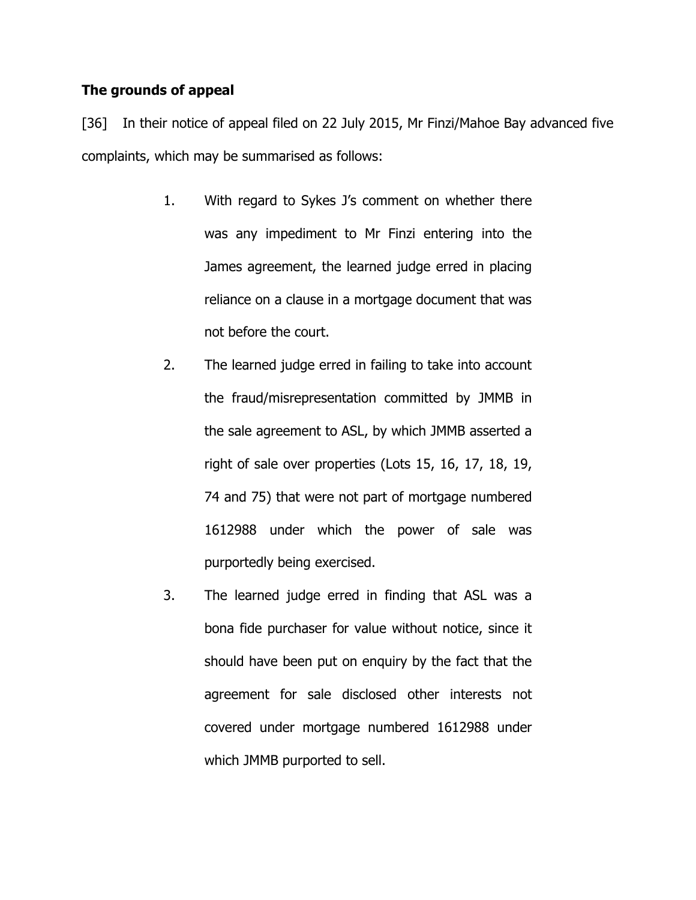**The grounds of appeal**

[36] In their notice of appeal filed on 22 July 2015, Mr Finzi/Mahoe Bay advanced five complaints, which may be summarised as follows:

1. With regard to Sykes J's comment on whether there was any impediment to Mr Finzi entering into the James agreement, the learned judge erred in placing reliance on a clause in a mortgage document that was not before the court.

2. The learned judge erred in failing to take into account the fraud/misrepresentation committed by JMMB in the sale agreement to ASL, by which JMMB asserted a right of sale over properties (Lots 15, 16, 17, 18, 19, 74 and 75) that were not part of mortgage numbered 1612988 under which the power of sale was purportedly being exercised.

3. The learned judge erred in finding that ASL was a bona fide purchaser for value without notice, since it should have been put on enquiry by the fact that the agreement for sale disclosed other interests not covered under mortgage numbered 1612988 under which JMMB purported to sell.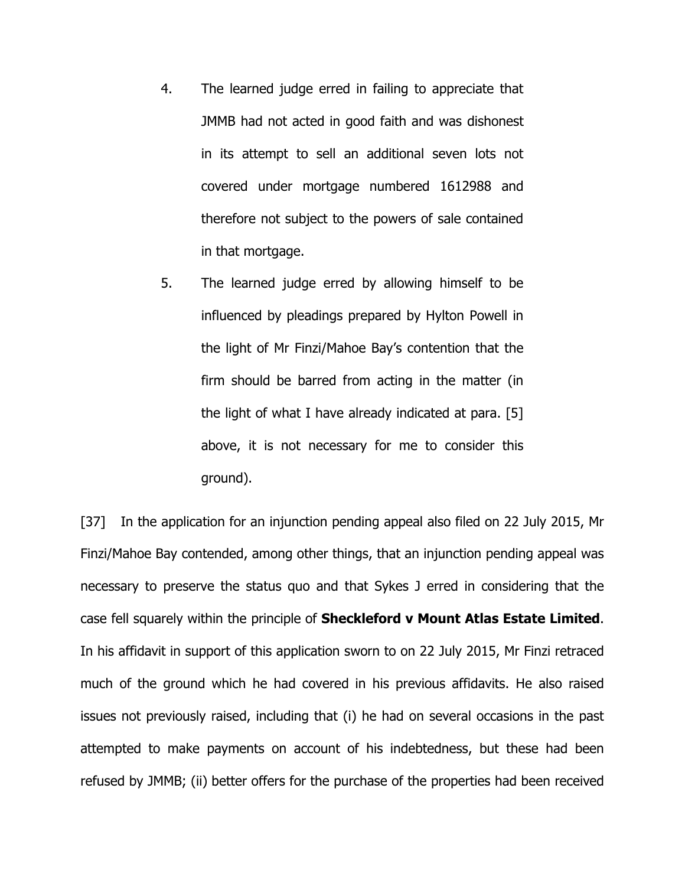4. The learned judge erred in failing to appreciate that JMMB had not acted in good faith and was dishonest in its attempt to sell an additional seven lots not covered under mortgage numbered 1612988 and therefore not subject to the powers of sale contained in that mortgage.

5. The learned judge erred by allowing himself to be influenced by pleadings prepared by Hylton Powell in the light of Mr Finzi/Mahoe Bay's contention that the firm should be barred from acting in the matter (in the light of what I have already indicated at para. [5] above, it is not necessary for me to consider this ground).

[37] In the application for an injunction pending appeal also filed on 22 July 2015, Mr Finzi/Mahoe Bay contended, among other things, that an injunction pending appeal was necessary to preserve the status quo and that Sykes J erred in considering that the case fell squarely within the principle of **Sheckleford v Mount Atlas Estate Limited**. In his affidavit in support of this application sworn to on 22 July 2015, Mr Finzi retraced much of the ground which he had covered in his previous affidavits. He also raised issues not previously raised, including that (i) he had on several occasions in the past attempted to make payments on account of his indebtedness, but these had been refused by JMMB; (ii) better offers for the purchase of the properties had been received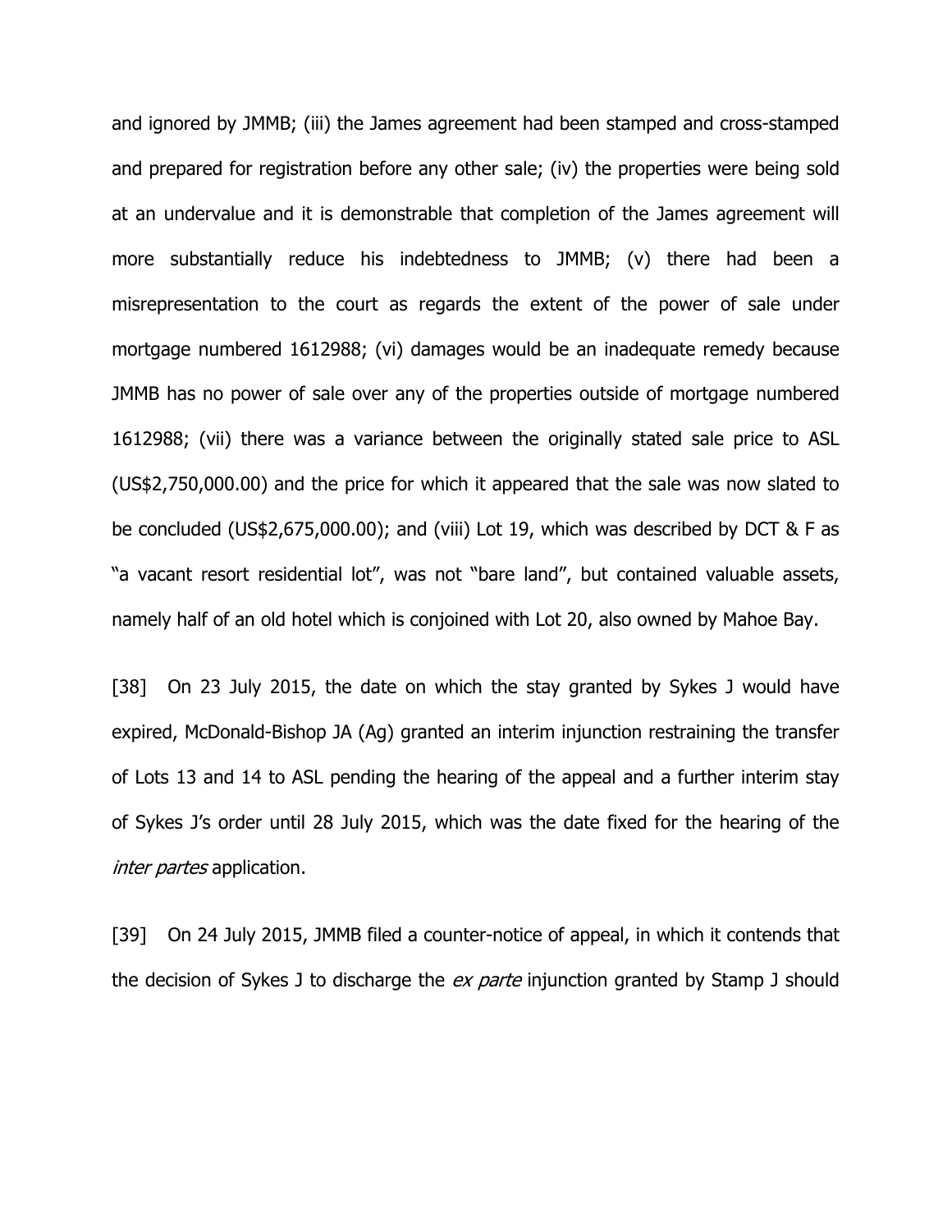and ignored by JMMB; (iii) the James agreement had been stamped and cross-stamped and prepared for registration before any other sale; (iv) the properties were being sold at an undervalue and it is demonstrable that completion of the James agreement will more substantially reduce his indebtedness to JMMB; (v) there had been a misrepresentation to the court as regards the extent of the power of sale under mortgage numbered 1612988; (vi) damages would be an inadequate remedy because JMMB has no power of sale over any of the properties outside of mortgage numbered 1612988; (vii) there was a variance between the originally stated sale price to ASL (US$2,750,000.00) and the price for which it appeared that the sale was now slated to be concluded (US$2,675,000.00); and (viii) Lot 19, which was described by DCT & F as "a vacant resort residential lot", was not "bare land", but contained valuable assets, namely half of an old hotel which is conjoined with Lot 20, also owned by Mahoe Bay.

[38] On 23 July 2015, the date on which the stay granted by Sykes J would have expired, McDonald-Bishop JA (Ag) granted an interim injunction restraining the transfer of Lots 13 and 14 to ASL pending the hearing of the appeal and a further interim stay of Sykes J's order until 28 July 2015, which was the date fixed for the hearing of the *inter partes* application.

[39] On 24 July 2015, JMMB filed a counter-notice of appeal, in which it contends that the decision of Sykes J to discharge the *ex parte* injunction granted by Stamp J should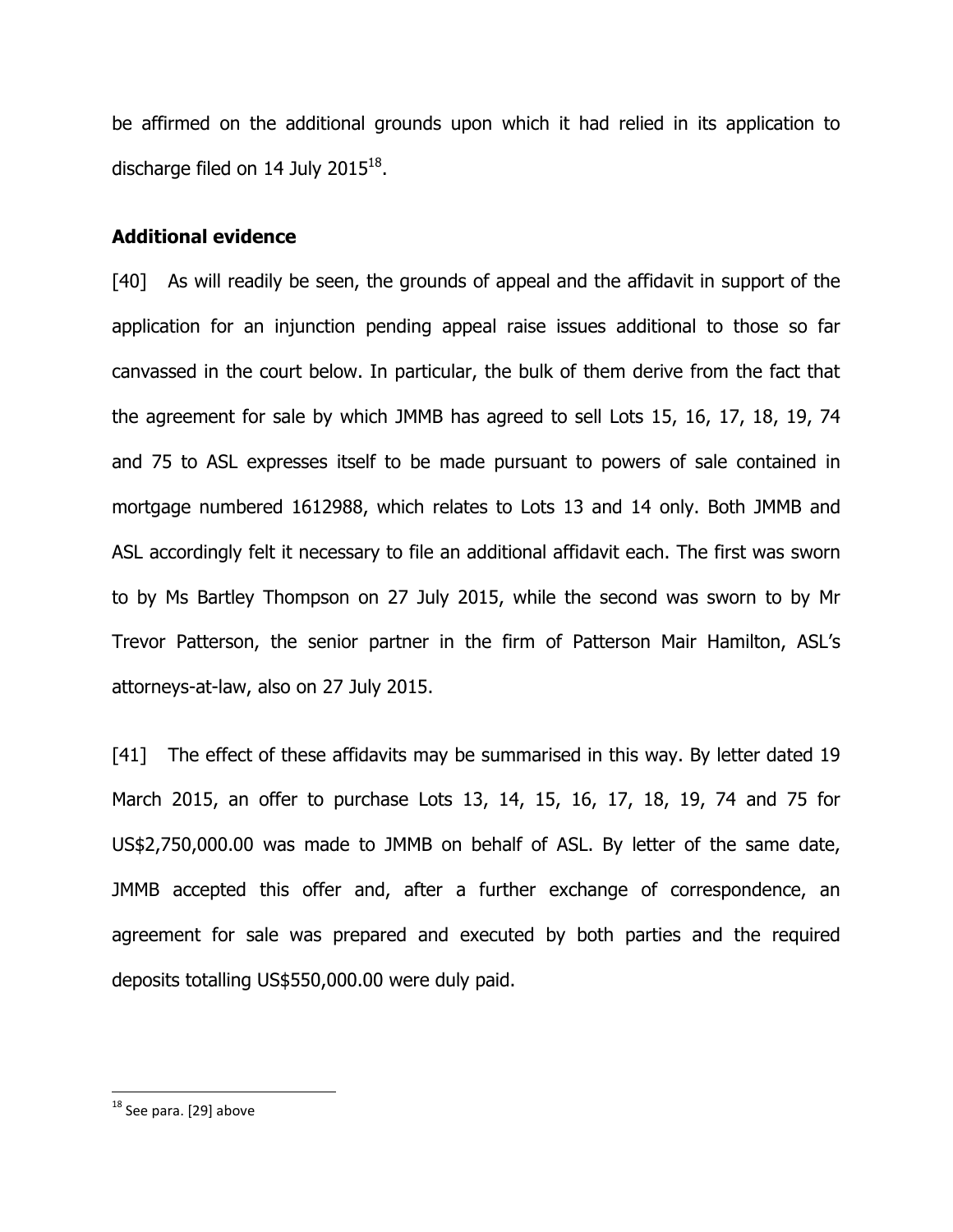be affirmed on the additional grounds upon which it had relied in its application to discharge filed on 14 July 2015[18].

**Additional evidence**

[40] As will readily be seen, the grounds of appeal and the affidavit in support of the application for an injunction pending appeal raise issues additional to those so far canvassed in the court below. In particular, the bulk of them derive from the fact that the agreement for sale by which JMMB has agreed to sell Lots 15, 16, 17, 18, 19, 74 and 75 to ASL expresses itself to be made pursuant to powers of sale contained in mortgage numbered 1612988, which relates to Lots 13 and 14 only. Both JMMB and ASL accordingly felt it necessary to file an additional affidavit each. The first was sworn to by Ms Bartley Thompson on 27 July 2015, while the second was sworn to by Mr Trevor Patterson, the senior partner in the firm of Patterson Mair Hamilton, ASL's attorneys-at-law, also on 27 July 2015.

[41] The effect of these affidavits may be summarised in this way. By letter dated 19 March 2015, an offer to purchase Lots 13, 14, 15, 16, 17, 18, 19, 74 and 75 for US$2,750,000.00 was made to JMMB on behalf of ASL. By letter of the same date, JMMB accepted this offer and, after a further exchange of correspondence, an agreement for sale was prepared and executed by both parties and the required deposits totalling US$550,000.00 were duly paid.

---

[18] See para. [29] above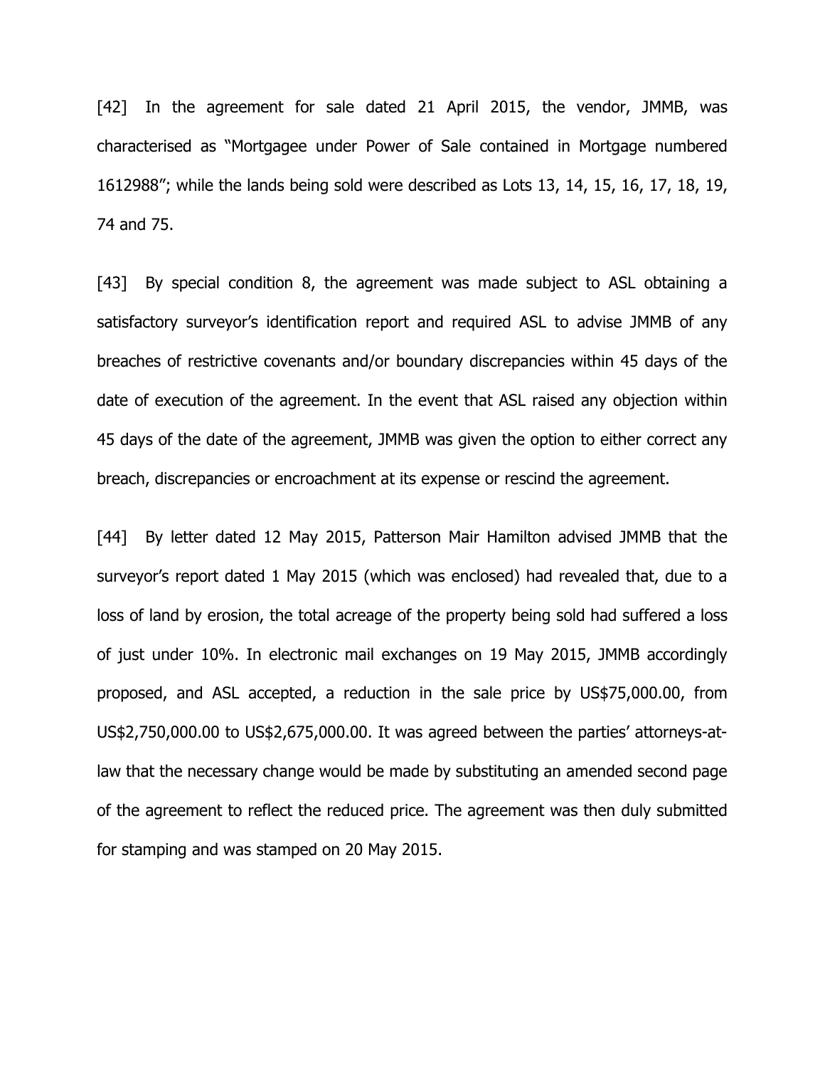[42] In the agreement for sale dated 21 April 2015, the vendor, JMMB, was characterised as "Mortgagee under Power of Sale contained in Mortgage numbered 1612988"; while the lands being sold were described as Lots 13, 14, 15, 16, 17, 18, 19, 74 and 75.

[43] By special condition 8, the agreement was made subject to ASL obtaining a satisfactory surveyor's identification report and required ASL to advise JMMB of any breaches of restrictive covenants and/or boundary discrepancies within 45 days of the date of execution of the agreement. In the event that ASL raised any objection within 45 days of the date of the agreement, JMMB was given the option to either correct any breach, discrepancies or encroachment at its expense or rescind the agreement.

[44] By letter dated 12 May 2015, Patterson Mair Hamilton advised JMMB that the surveyor's report dated 1 May 2015 (which was enclosed) had revealed that, due to a loss of land by erosion, the total acreage of the property being sold had suffered a loss of just under 10%. In electronic mail exchanges on 19 May 2015, JMMB accordingly proposed, and ASL accepted, a reduction in the sale price by US$75,000.00, from US$2,750,000.00 to US$2,675,000.00. It was agreed between the parties' attorneys-at-law that the necessary change would be made by substituting an amended second page of the agreement to reflect the reduced price. The agreement was then duly submitted for stamping and was stamped on 20 May 2015.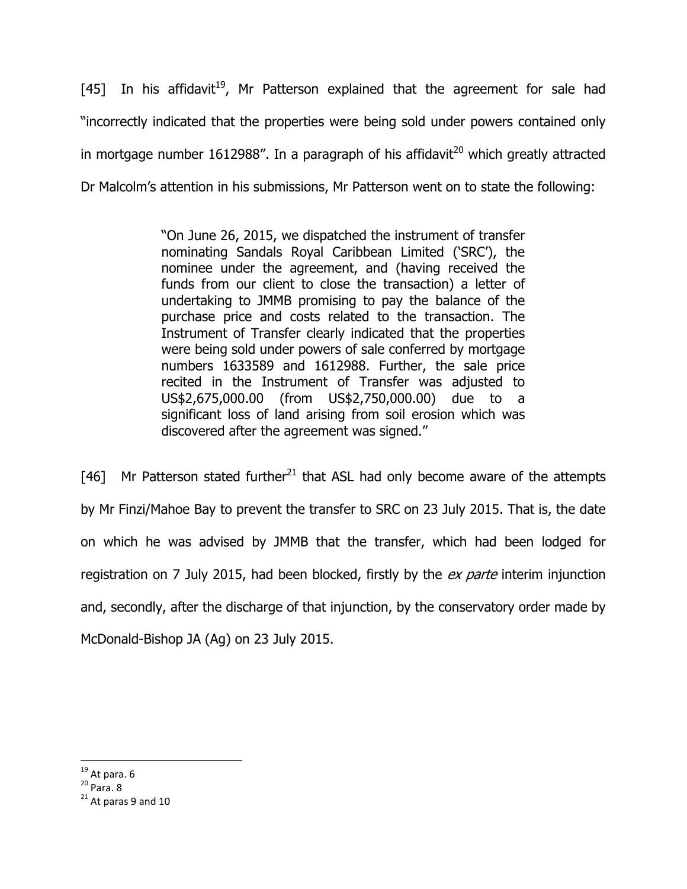[45] In his affidavit[19], Mr Patterson explained that the agreement for sale had "incorrectly indicated that the properties were being sold under powers contained only in mortgage number 1612988". In a paragraph of his affidavit[20] which greatly attracted Dr Malcolm's attention in his submissions, Mr Patterson went on to state the following:

> "On June 26, 2015, we dispatched the instrument of transfer nominating Sandals Royal Caribbean Limited ('SRC'), the nominee under the agreement, and (having received the funds from our client to close the transaction) a letter of undertaking to JMMB promising to pay the balance of the purchase price and costs related to the transaction. The Instrument of Transfer clearly indicated that the properties were being sold under powers of sale conferred by mortgage numbers 1633589 and 1612988. Further, the sale price recited in the Instrument of Transfer was adjusted to US$2,675,000.00 (from US$2,750,000.00) due to a significant loss of land arising from soil erosion which was discovered after the agreement was signed."

[46] Mr Patterson stated further[21] that ASL had only become aware of the attempts by Mr Finzi/Mahoe Bay to prevent the transfer to SRC on 23 July 2015. That is, the date on which he was advised by JMMB that the transfer, which had been lodged for registration on 7 July 2015, had been blocked, firstly by the *ex parte* interim injunction and, secondly, after the discharge of that injunction, by the conservatory order made by McDonald-Bishop JA (Ag) on 23 July 2015.

---

[19] At para. 6

[20] Para. 8

[21] At paras 9 and 10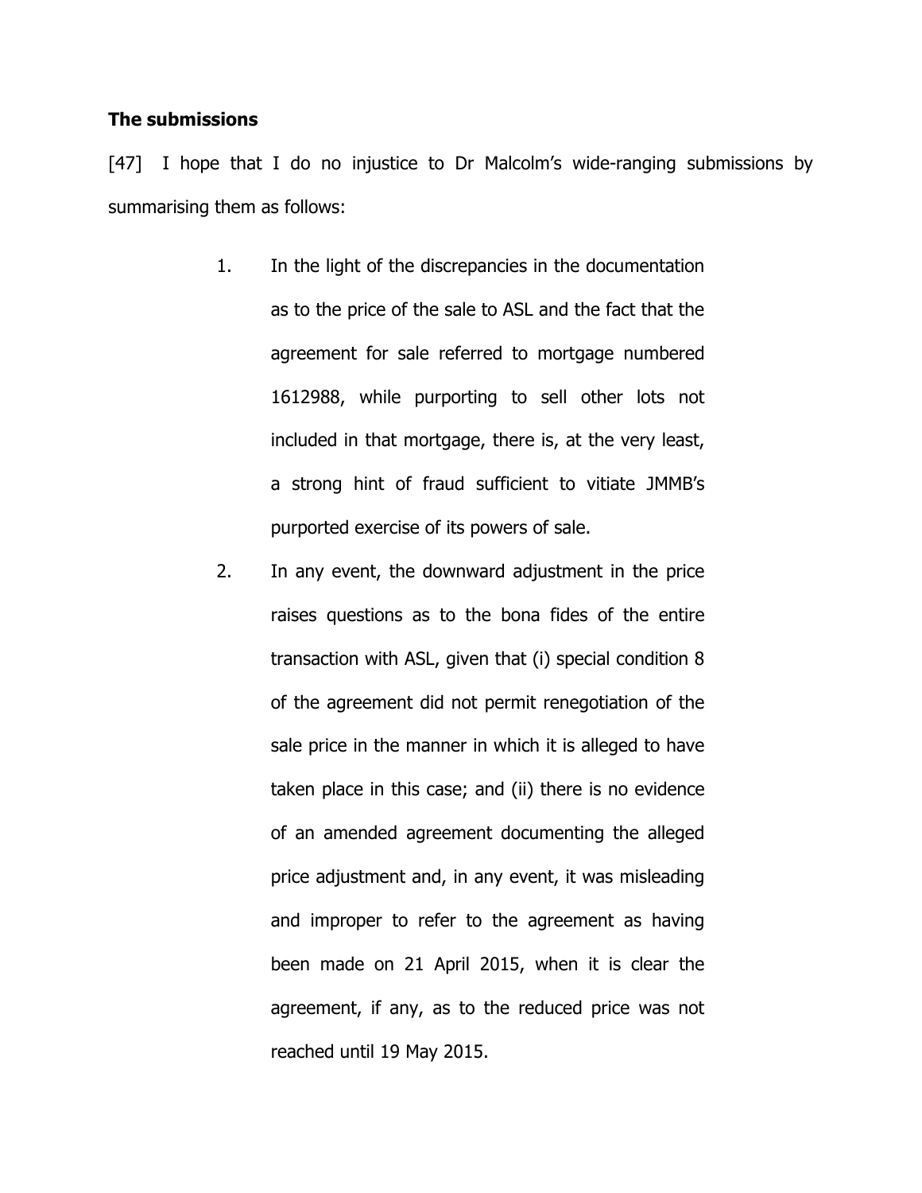**The submissions**

[47] I hope that I do no injustice to Dr Malcolm's wide-ranging submissions by summarising them as follows:

1. In the light of the discrepancies in the documentation as to the price of the sale to ASL and the fact that the agreement for sale referred to mortgage numbered 1612988, while purporting to sell other lots not included in that mortgage, there is, at the very least, a strong hint of fraud sufficient to vitiate JMMB's purported exercise of its powers of sale.

2. In any event, the downward adjustment in the price raises questions as to the bona fides of the entire transaction with ASL, given that (i) special condition 8 of the agreement did not permit renegotiation of the sale price in the manner in which it is alleged to have taken place in this case; and (ii) there is no evidence of an amended agreement documenting the alleged price adjustment and, in any event, it was misleading and improper to refer to the agreement as having been made on 21 April 2015, when it is clear the agreement, if any, as to the reduced price was not reached until 19 May 2015.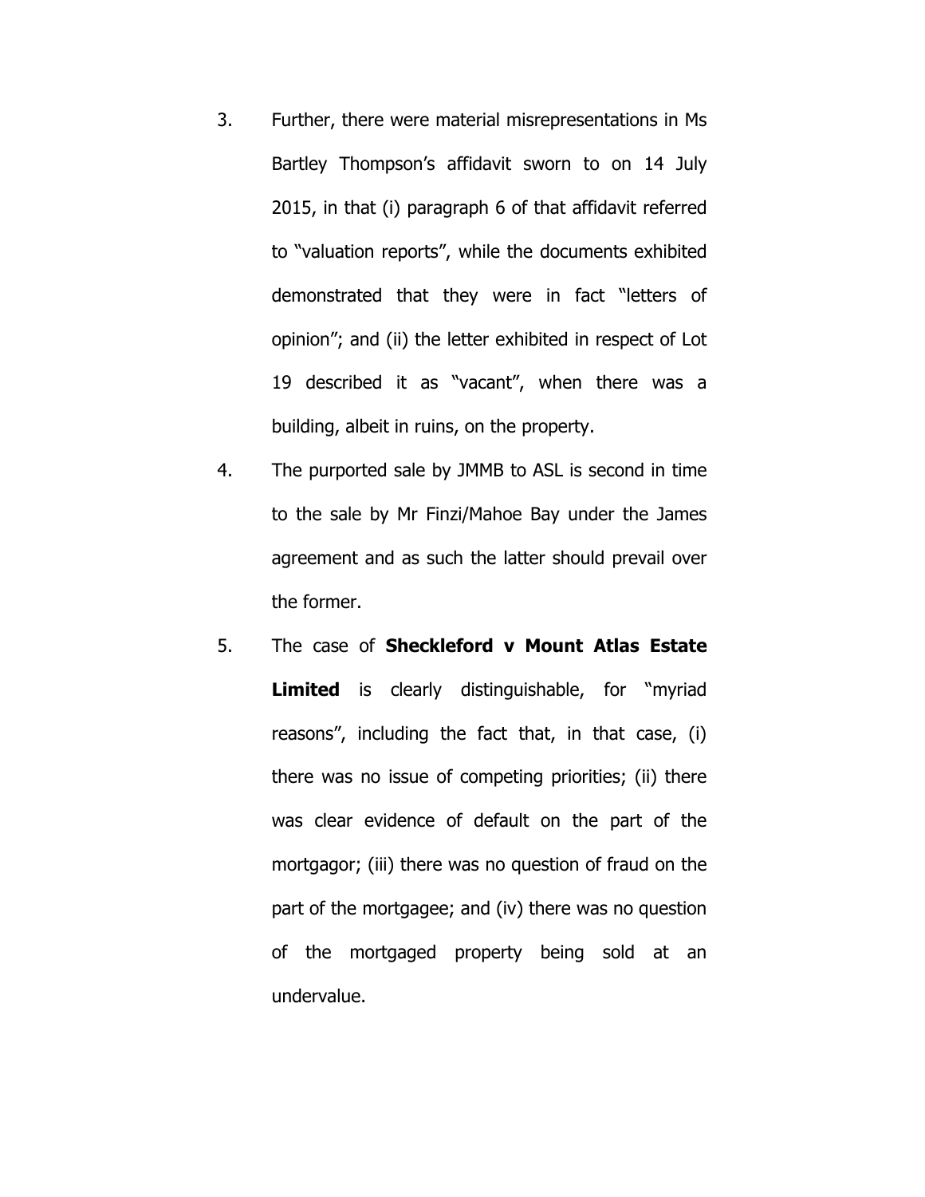3. Further, there were material misrepresentations in Ms Bartley Thompson's affidavit sworn to on 14 July 2015, in that (i) paragraph 6 of that affidavit referred to "valuation reports", while the documents exhibited demonstrated that they were in fact "letters of opinion"; and (ii) the letter exhibited in respect of Lot 19 described it as "vacant", when there was a building, albeit in ruins, on the property.

4. The purported sale by JMMB to ASL is second in time to the sale by Mr Finzi/Mahoe Bay under the James agreement and as such the latter should prevail over the former.

5. The case of **Sheckleford v Mount Atlas Estate Limited** is clearly distinguishable, for "myriad reasons", including the fact that, in that case, (i) there was no issue of competing priorities; (ii) there was clear evidence of default on the part of the mortgagor; (iii) there was no question of fraud on the part of the mortgagee; and (iv) there was no question of the mortgaged property being sold at an undervalue.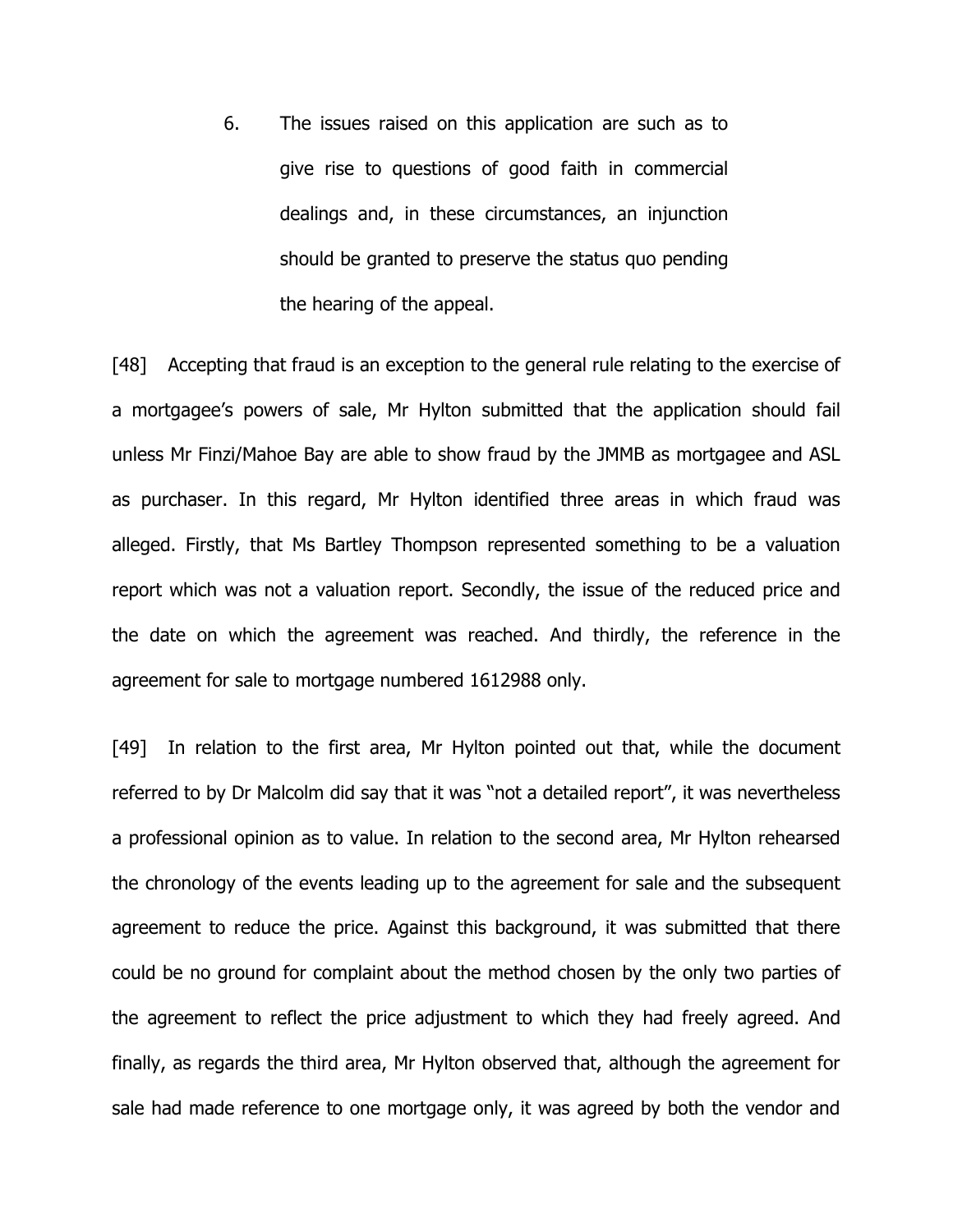6. The issues raised on this application are such as to give rise to questions of good faith in commercial dealings and, in these circumstances, an injunction should be granted to preserve the status quo pending the hearing of the appeal.

[48] Accepting that fraud is an exception to the general rule relating to the exercise of a mortgagee's powers of sale, Mr Hylton submitted that the application should fail unless Mr Finzi/Mahoe Bay are able to show fraud by the JMMB as mortgagee and ASL as purchaser. In this regard, Mr Hylton identified three areas in which fraud was alleged. Firstly, that Ms Bartley Thompson represented something to be a valuation report which was not a valuation report. Secondly, the issue of the reduced price and the date on which the agreement was reached. And thirdly, the reference in the agreement for sale to mortgage numbered 1612988 only.

[49] In relation to the first area, Mr Hylton pointed out that, while the document referred to by Dr Malcolm did say that it was "not a detailed report", it was nevertheless a professional opinion as to value. In relation to the second area, Mr Hylton rehearsed the chronology of the events leading up to the agreement for sale and the subsequent agreement to reduce the price. Against this background, it was submitted that there could be no ground for complaint about the method chosen by the only two parties of the agreement to reflect the price adjustment to which they had freely agreed. And finally, as regards the third area, Mr Hylton observed that, although the agreement for sale had made reference to one mortgage only, it was agreed by both the vendor and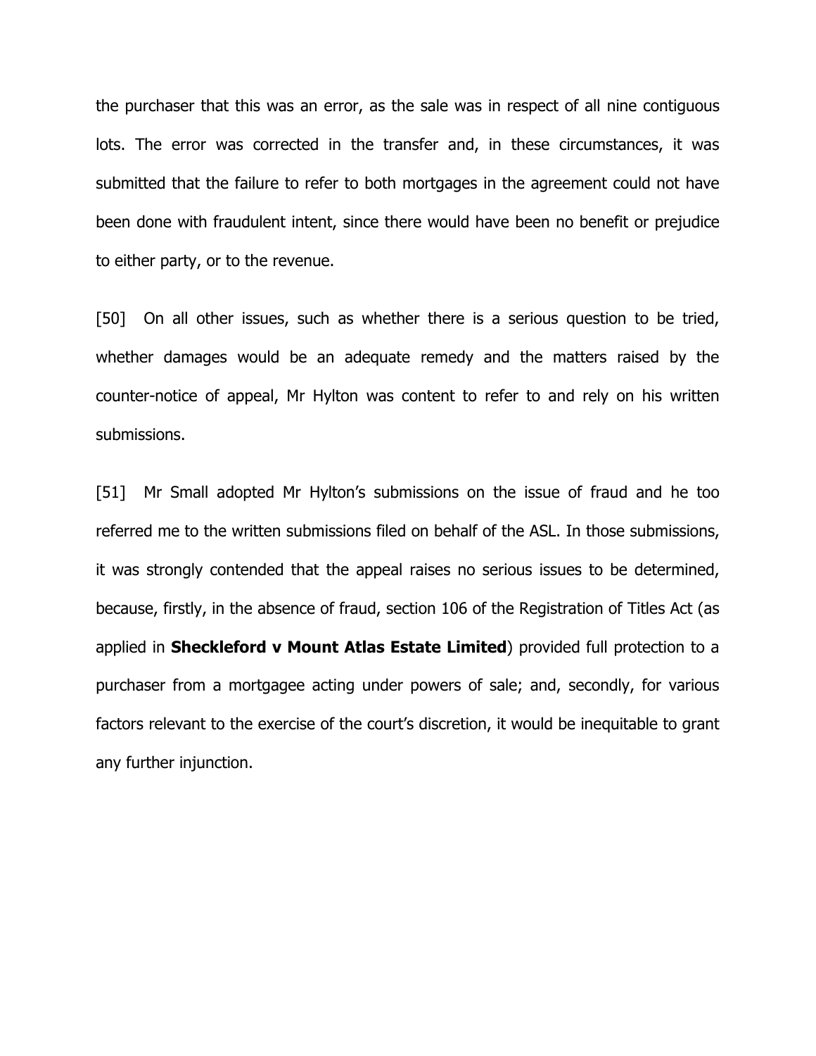the purchaser that this was an error, as the sale was in respect of all nine contiguous lots. The error was corrected in the transfer and, in these circumstances, it was submitted that the failure to refer to both mortgages in the agreement could not have been done with fraudulent intent, since there would have been no benefit or prejudice to either party, or to the revenue.

[50] On all other issues, such as whether there is a serious question to be tried, whether damages would be an adequate remedy and the matters raised by the counter-notice of appeal, Mr Hylton was content to refer to and rely on his written submissions.

[51] Mr Small adopted Mr Hylton's submissions on the issue of fraud and he too referred me to the written submissions filed on behalf of the ASL. In those submissions, it was strongly contended that the appeal raises no serious issues to be determined, because, firstly, in the absence of fraud, section 106 of the Registration of Titles Act (as applied in **Sheckleford v Mount Atlas Estate Limited**) provided full protection to a purchaser from a mortgagee acting under powers of sale; and, secondly, for various factors relevant to the exercise of the court's discretion, it would be inequitable to grant any further injunction.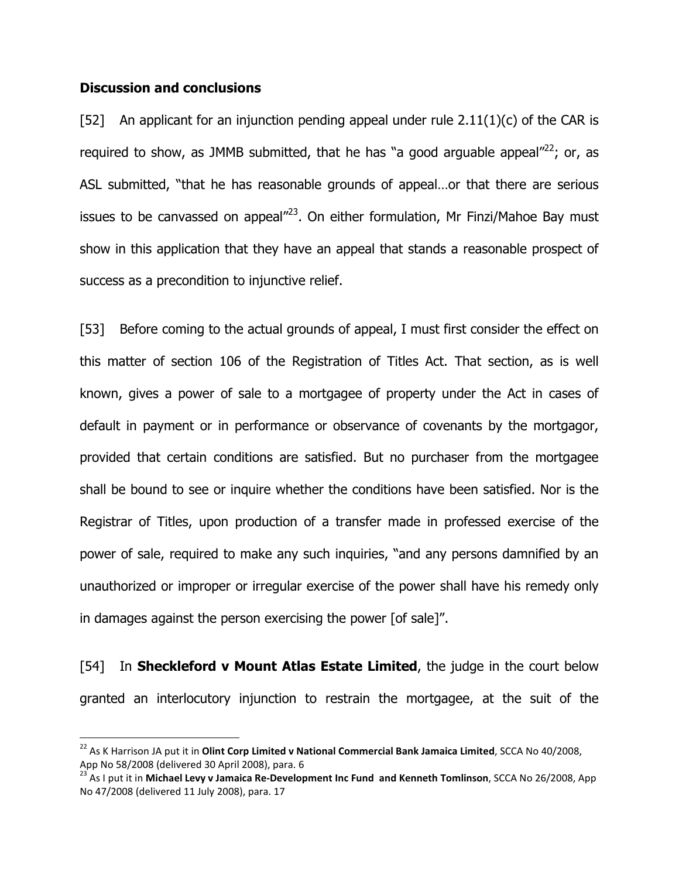## **Discussion and conclusions**

[52] An applicant for an injunction pending appeal under rule 2.11(1)(c) of the CAR is required to show, as JMMB submitted, that he has "a good arguable appeal"[22]; or, as ASL submitted, "that he has reasonable grounds of appeal…or that there are serious issues to be canvassed on appeal"[23]. On either formulation, Mr Finzi/Mahoe Bay must show in this application that they have an appeal that stands a reasonable prospect of success as a precondition to injunctive relief.

[53] Before coming to the actual grounds of appeal, I must first consider the effect on this matter of section 106 of the Registration of Titles Act. That section, as is well known, gives a power of sale to a mortgagee of property under the Act in cases of default in payment or in performance or observance of covenants by the mortgagor, provided that certain conditions are satisfied. But no purchaser from the mortgagee shall be bound to see or inquire whether the conditions have been satisfied. Nor is the Registrar of Titles, upon production of a transfer made in professed exercise of the power of sale, required to make any such inquiries, "and any persons damnified by an unauthorized or improper or irregular exercise of the power shall have his remedy only in damages against the person exercising the power [of sale]".

[54] In **Sheckleford v Mount Atlas Estate Limited**, the judge in the court below granted an interlocutory injunction to restrain the mortgagee, at the suit of the

---

[22] As K Harrison JA put it in **Olint Corp Limited v National Commercial Bank Jamaica Limited**, SCCA No 40/2008, App No 58/2008 (delivered 30 April 2008), para. 6

[23] As I put it in **Michael Levy v Jamaica Re-Development Inc Fund and Kenneth Tomlinson**, SCCA No 26/2008, App No 47/2008 (delivered 11 July 2008), para. 17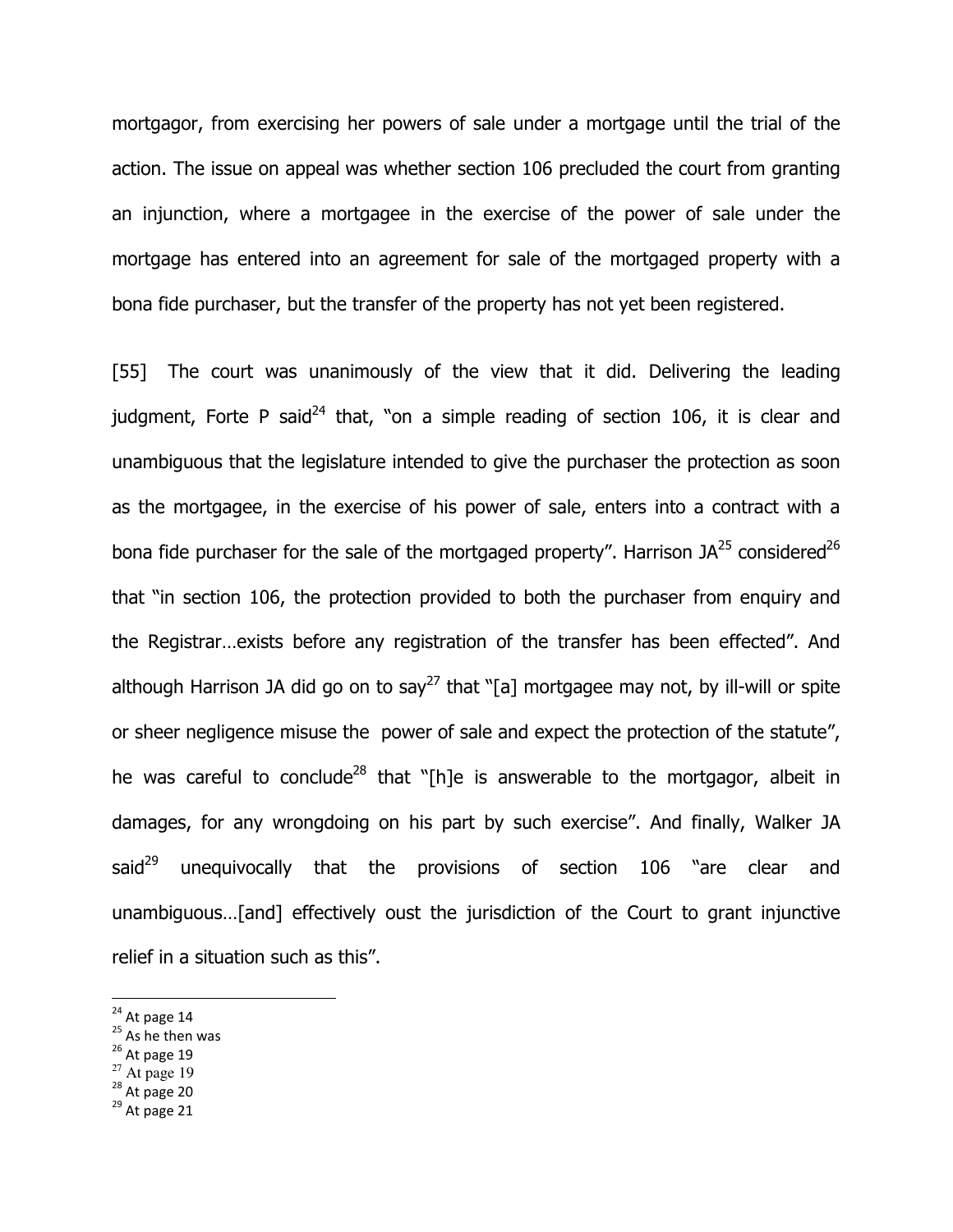mortgagor, from exercising her powers of sale under a mortgage until the trial of the action. The issue on appeal was whether section 106 precluded the court from granting an injunction, where a mortgagee in the exercise of the power of sale under the mortgage has entered into an agreement for sale of the mortgaged property with a bona fide purchaser, but the transfer of the property has not yet been registered.

[55] The court was unanimously of the view that it did. Delivering the leading judgment, Forte P said[24] that, "on a simple reading of section 106, it is clear and unambiguous that the legislature intended to give the purchaser the protection as soon as the mortgagee, in the exercise of his power of sale, enters into a contract with a bona fide purchaser for the sale of the mortgaged property". Harrison JA[25] considered[26] that "in section 106, the protection provided to both the purchaser from enquiry and the Registrar…exists before any registration of the transfer has been effected". And although Harrison JA did go on to say[27] that "[a] mortgagee may not, by ill-will or spite or sheer negligence misuse the power of sale and expect the protection of the statute", he was careful to conclude[28] that "[h]e is answerable to the mortgagor, albeit in damages, for any wrongdoing on his part by such exercise". And finally, Walker JA said[29] unequivocally that the provisions of section 106 "are clear and unambiguous…[and] effectively oust the jurisdiction of the Court to grant injunctive relief in a situation such as this".

---

[24] At page 14
[25] As he then was
[26] At page 19
[27] At page 19
[28] At page 20
[29] At page 21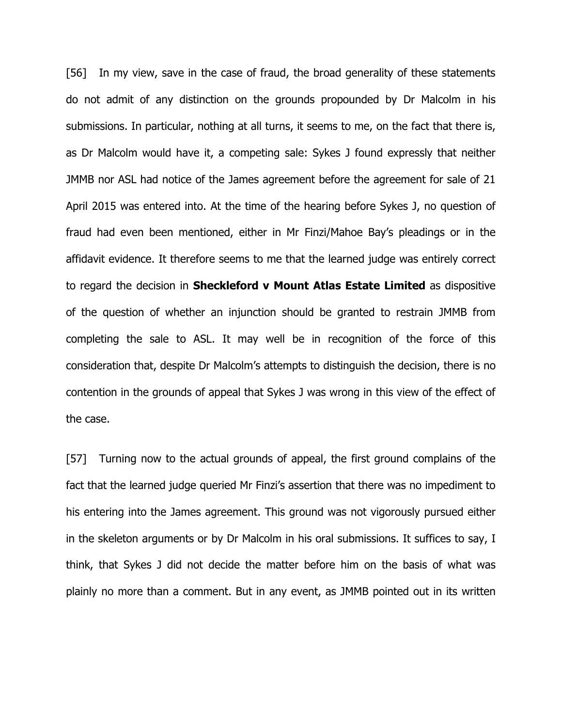[56] In my view, save in the case of fraud, the broad generality of these statements do not admit of any distinction on the grounds propounded by Dr Malcolm in his submissions. In particular, nothing at all turns, it seems to me, on the fact that there is, as Dr Malcolm would have it, a competing sale: Sykes J found expressly that neither JMMB nor ASL had notice of the James agreement before the agreement for sale of 21 April 2015 was entered into. At the time of the hearing before Sykes J, no question of fraud had even been mentioned, either in Mr Finzi/Mahoe Bay's pleadings or in the affidavit evidence. It therefore seems to me that the learned judge was entirely correct to regard the decision in **Sheckleford v Mount Atlas Estate Limited** as dispositive of the question of whether an injunction should be granted to restrain JMMB from completing the sale to ASL. It may well be in recognition of the force of this consideration that, despite Dr Malcolm's attempts to distinguish the decision, there is no contention in the grounds of appeal that Sykes J was wrong in this view of the effect of the case.

[57] Turning now to the actual grounds of appeal, the first ground complains of the fact that the learned judge queried Mr Finzi's assertion that there was no impediment to his entering into the James agreement. This ground was not vigorously pursued either in the skeleton arguments or by Dr Malcolm in his oral submissions. It suffices to say, I think, that Sykes J did not decide the matter before him on the basis of what was plainly no more than a comment. But in any event, as JMMB pointed out in its written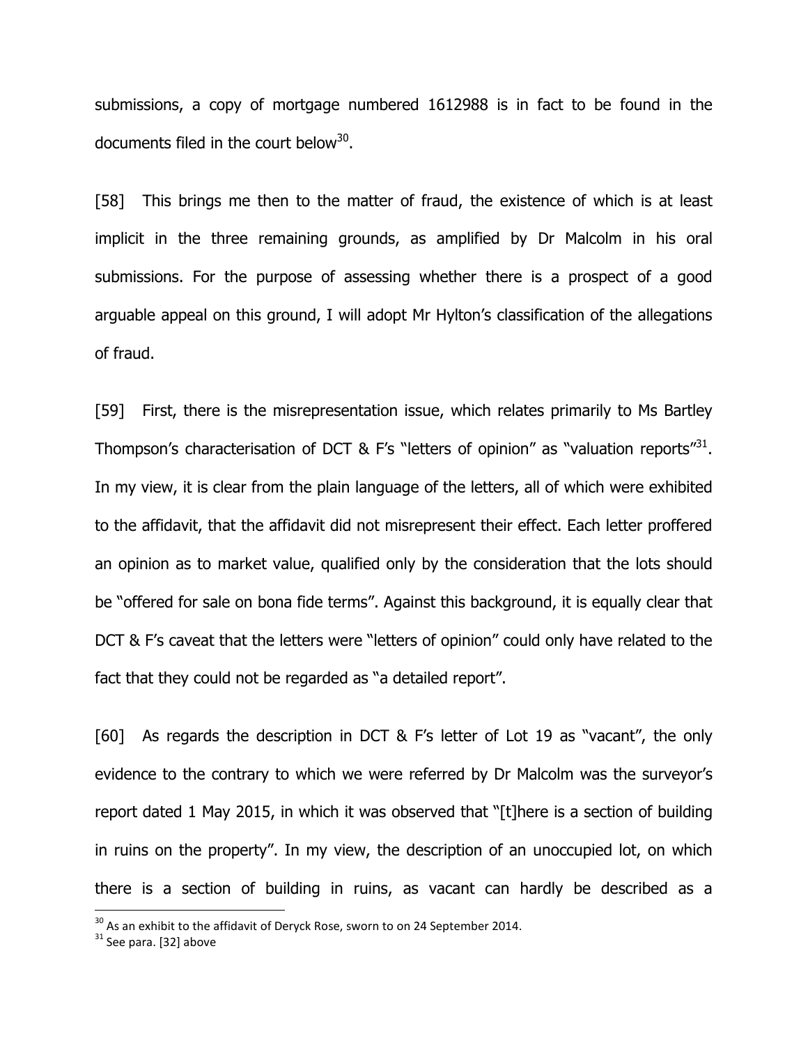submissions, a copy of mortgage numbered 1612988 is in fact to be found in the documents filed in the court below[30].

[58] This brings me then to the matter of fraud, the existence of which is at least implicit in the three remaining grounds, as amplified by Dr Malcolm in his oral submissions. For the purpose of assessing whether there is a prospect of a good arguable appeal on this ground, I will adopt Mr Hylton's classification of the allegations of fraud.

[59] First, there is the misrepresentation issue, which relates primarily to Ms Bartley Thompson's characterisation of DCT & F's "letters of opinion" as "valuation reports"[31]. In my view, it is clear from the plain language of the letters, all of which were exhibited to the affidavit, that the affidavit did not misrepresent their effect. Each letter proffered an opinion as to market value, qualified only by the consideration that the lots should be "offered for sale on bona fide terms". Against this background, it is equally clear that DCT & F's caveat that the letters were "letters of opinion" could only have related to the fact that they could not be regarded as "a detailed report".

[60] As regards the description in DCT & F's letter of Lot 19 as "vacant", the only evidence to the contrary to which we were referred by Dr Malcolm was the surveyor's report dated 1 May 2015, in which it was observed that "[t]here is a section of building in ruins on the property". In my view, the description of an unoccupied lot, on which there is a section of building in ruins, as vacant can hardly be described as a

[30] As an exhibit to the affidavit of Deryck Rose, sworn to on 24 September 2014.

[31] See para. [32] above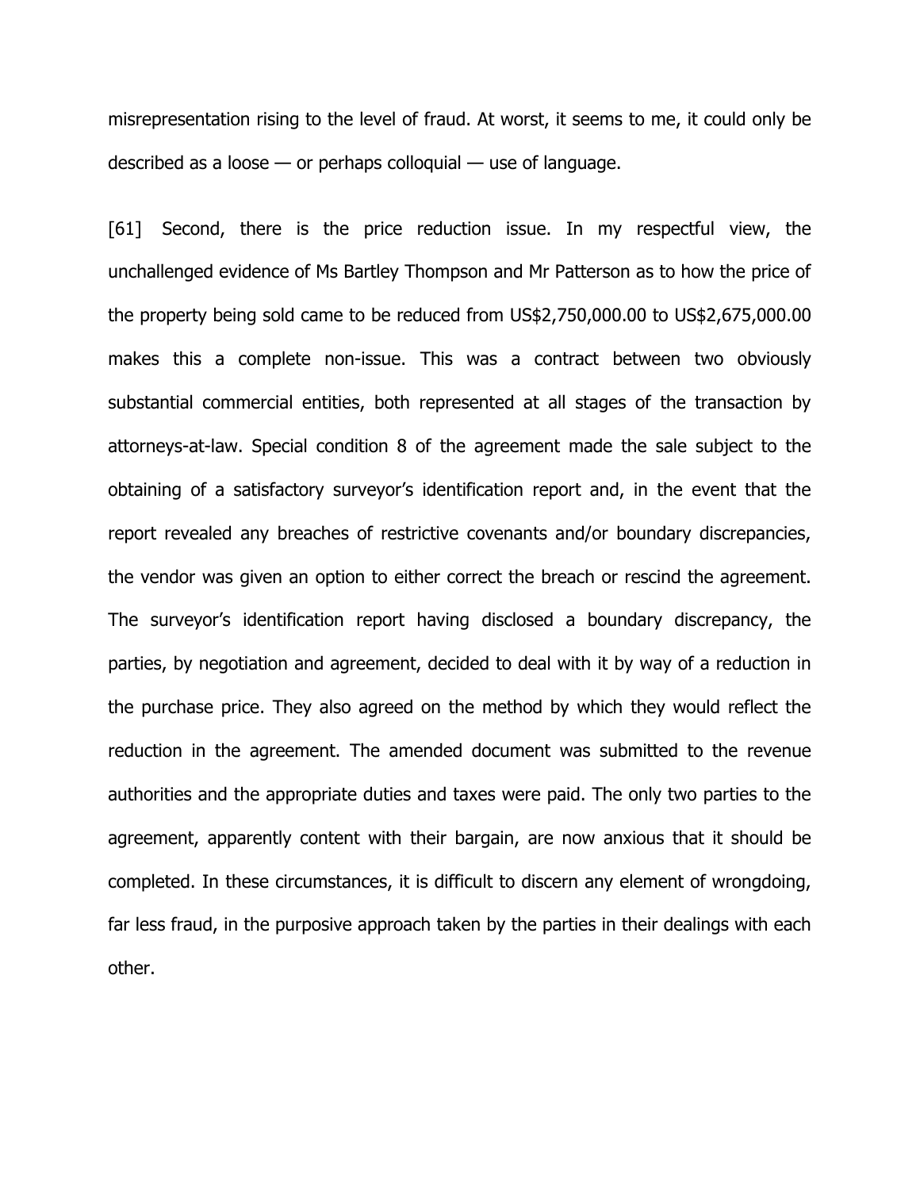misrepresentation rising to the level of fraud. At worst, it seems to me, it could only be described as a loose — or perhaps colloquial — use of language.

[61] Second, there is the price reduction issue. In my respectful view, the unchallenged evidence of Ms Bartley Thompson and Mr Patterson as to how the price of the property being sold came to be reduced from US$2,750,000.00 to US$2,675,000.00 makes this a complete non-issue. This was a contract between two obviously substantial commercial entities, both represented at all stages of the transaction by attorneys-at-law. Special condition 8 of the agreement made the sale subject to the obtaining of a satisfactory surveyor's identification report and, in the event that the report revealed any breaches of restrictive covenants and/or boundary discrepancies, the vendor was given an option to either correct the breach or rescind the agreement. The surveyor's identification report having disclosed a boundary discrepancy, the parties, by negotiation and agreement, decided to deal with it by way of a reduction in the purchase price. They also agreed on the method by which they would reflect the reduction in the agreement. The amended document was submitted to the revenue authorities and the appropriate duties and taxes were paid. The only two parties to the agreement, apparently content with their bargain, are now anxious that it should be completed. In these circumstances, it is difficult to discern any element of wrongdoing, far less fraud, in the purposive approach taken by the parties in their dealings with each other.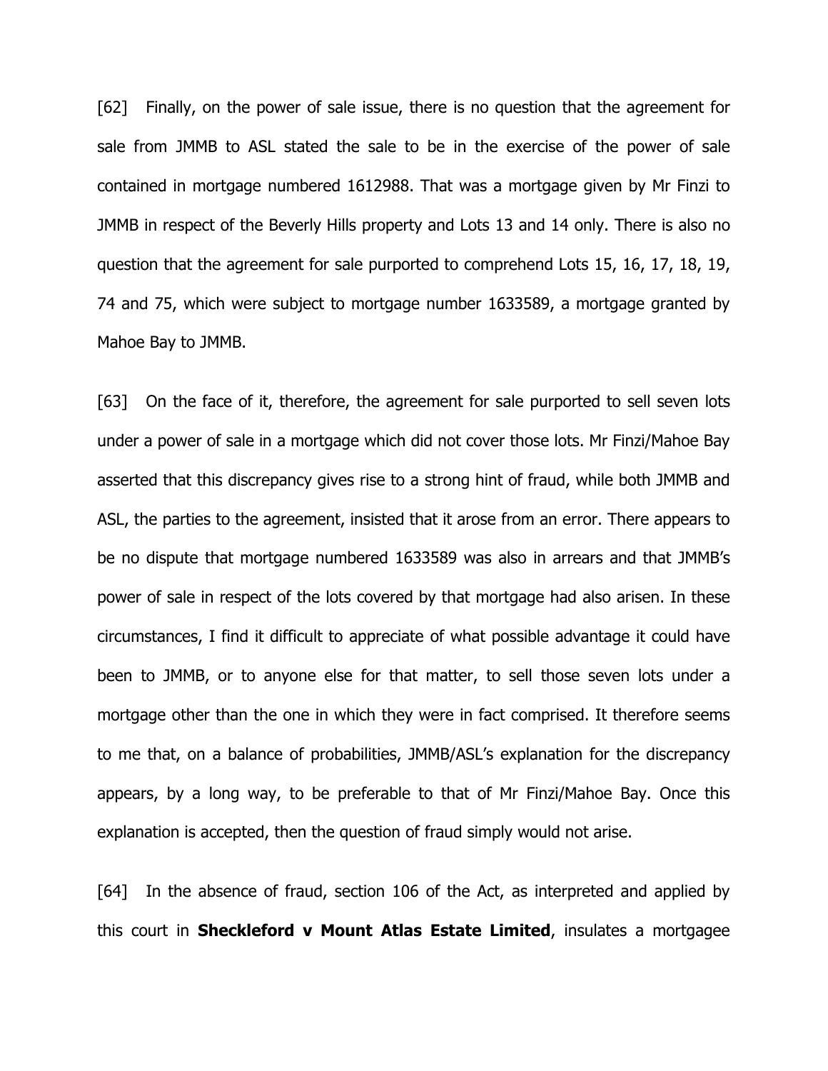[62] Finally, on the power of sale issue, there is no question that the agreement for sale from JMMB to ASL stated the sale to be in the exercise of the power of sale contained in mortgage numbered 1612988. That was a mortgage given by Mr Finzi to JMMB in respect of the Beverly Hills property and Lots 13 and 14 only. There is also no question that the agreement for sale purported to comprehend Lots 15, 16, 17, 18, 19, 74 and 75, which were subject to mortgage number 1633589, a mortgage granted by Mahoe Bay to JMMB.

[63] On the face of it, therefore, the agreement for sale purported to sell seven lots under a power of sale in a mortgage which did not cover those lots. Mr Finzi/Mahoe Bay asserted that this discrepancy gives rise to a strong hint of fraud, while both JMMB and ASL, the parties to the agreement, insisted that it arose from an error. There appears to be no dispute that mortgage numbered 1633589 was also in arrears and that JMMB's power of sale in respect of the lots covered by that mortgage had also arisen. In these circumstances, I find it difficult to appreciate of what possible advantage it could have been to JMMB, or to anyone else for that matter, to sell those seven lots under a mortgage other than the one in which they were in fact comprised. It therefore seems to me that, on a balance of probabilities, JMMB/ASL's explanation for the discrepancy appears, by a long way, to be preferable to that of Mr Finzi/Mahoe Bay. Once this explanation is accepted, then the question of fraud simply would not arise.

[64] In the absence of fraud, section 106 of the Act, as interpreted and applied by this court in **Sheckleford v Mount Atlas Estate Limited**, insulates a mortgagee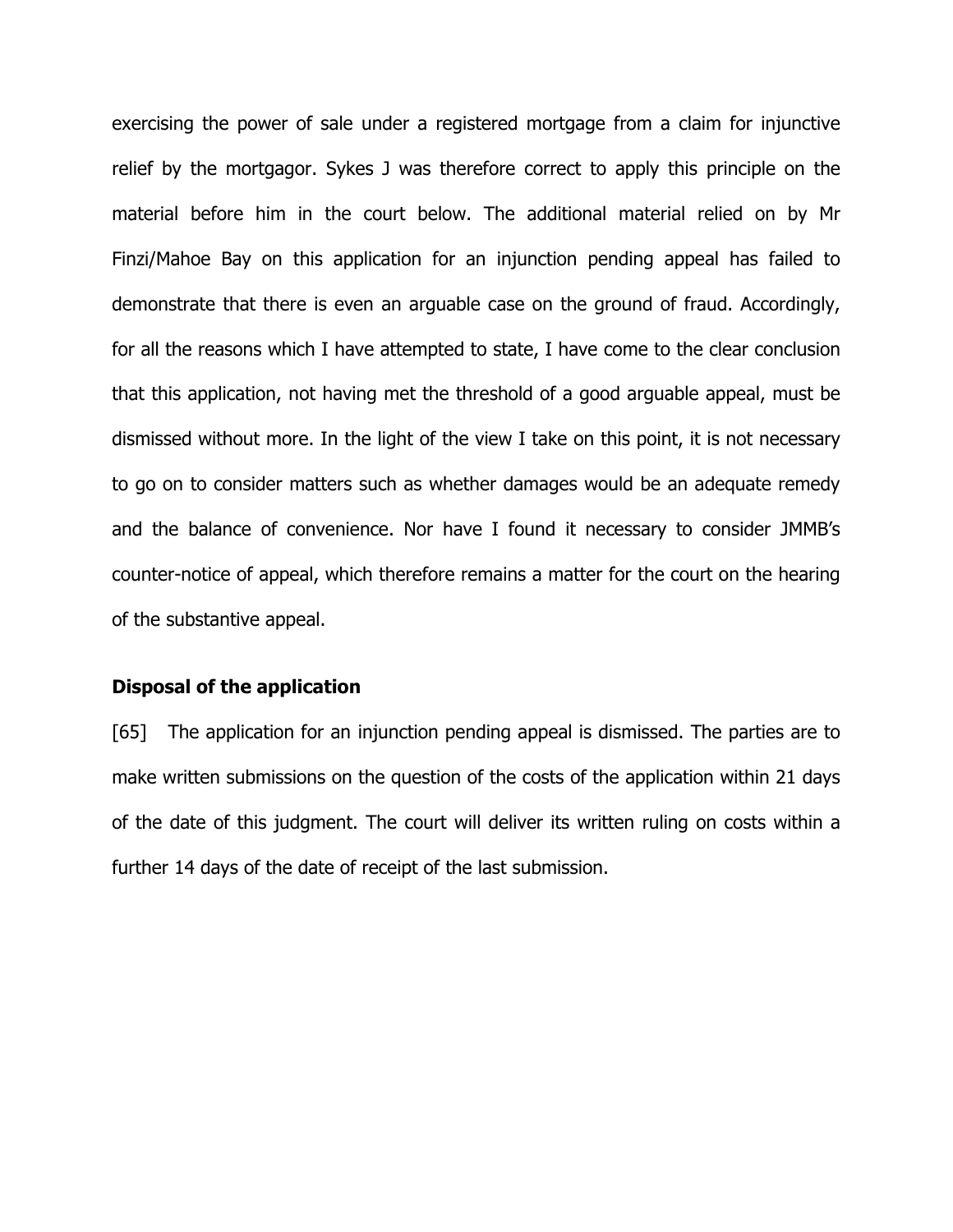exercising the power of sale under a registered mortgage from a claim for injunctive relief by the mortgagor. Sykes J was therefore correct to apply this principle on the material before him in the court below. The additional material relied on by Mr Finzi/Mahoe Bay on this application for an injunction pending appeal has failed to demonstrate that there is even an arguable case on the ground of fraud. Accordingly, for all the reasons which I have attempted to state, I have come to the clear conclusion that this application, not having met the threshold of a good arguable appeal, must be dismissed without more. In the light of the view I take on this point, it is not necessary to go on to consider matters such as whether damages would be an adequate remedy and the balance of convenience. Nor have I found it necessary to consider JMMB's counter-notice of appeal, which therefore remains a matter for the court on the hearing of the substantive appeal.

**Disposal of the application**

[65] The application for an injunction pending appeal is dismissed. The parties are to make written submissions on the question of the costs of the application within 21 days of the date of this judgment. The court will deliver its written ruling on costs within a further 14 days of the date of receipt of the last submission.